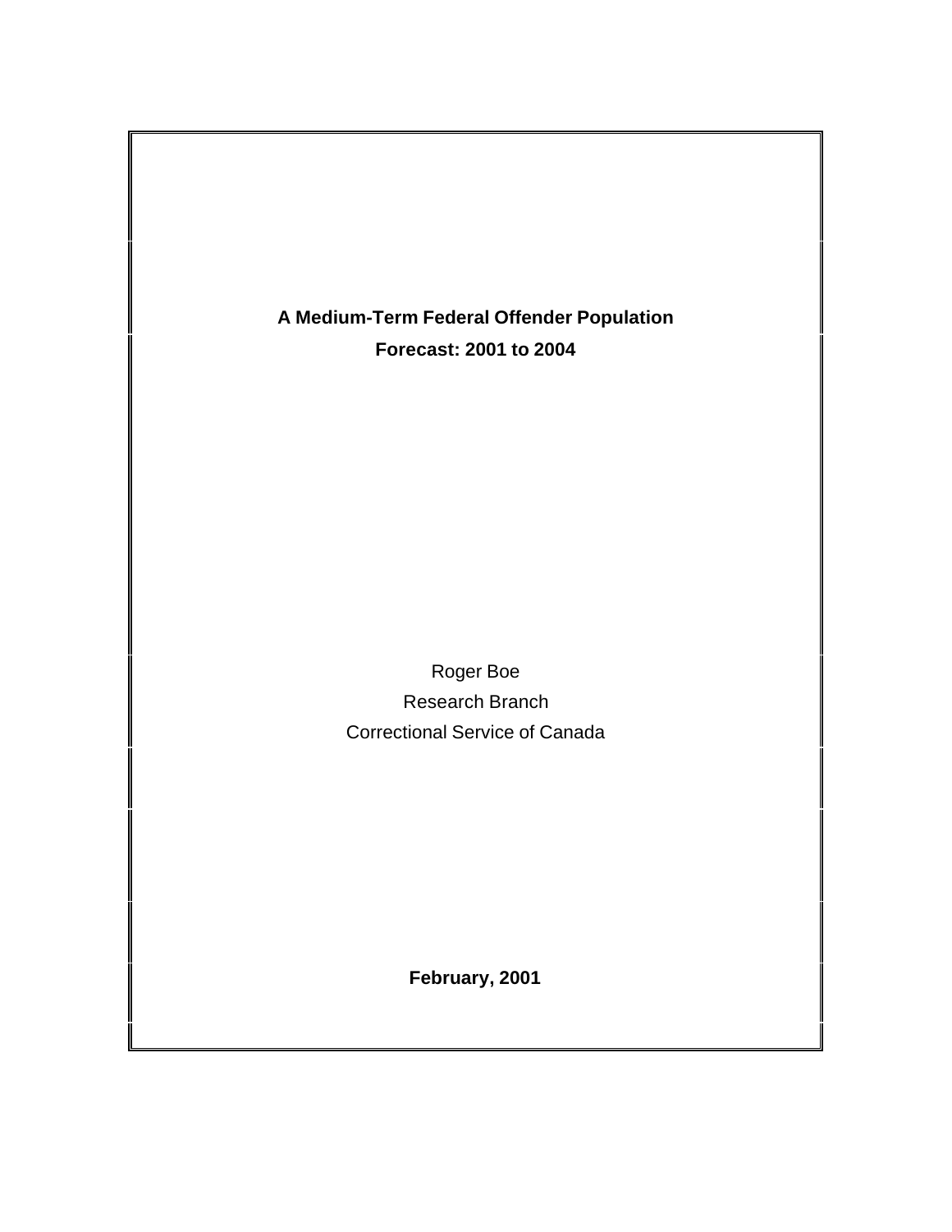# A Medium-Term Federal Offender Population Forecast: 2001 to 2004

Roger Boe

Research Branch

Correctional Service of Canada

**February, 2001**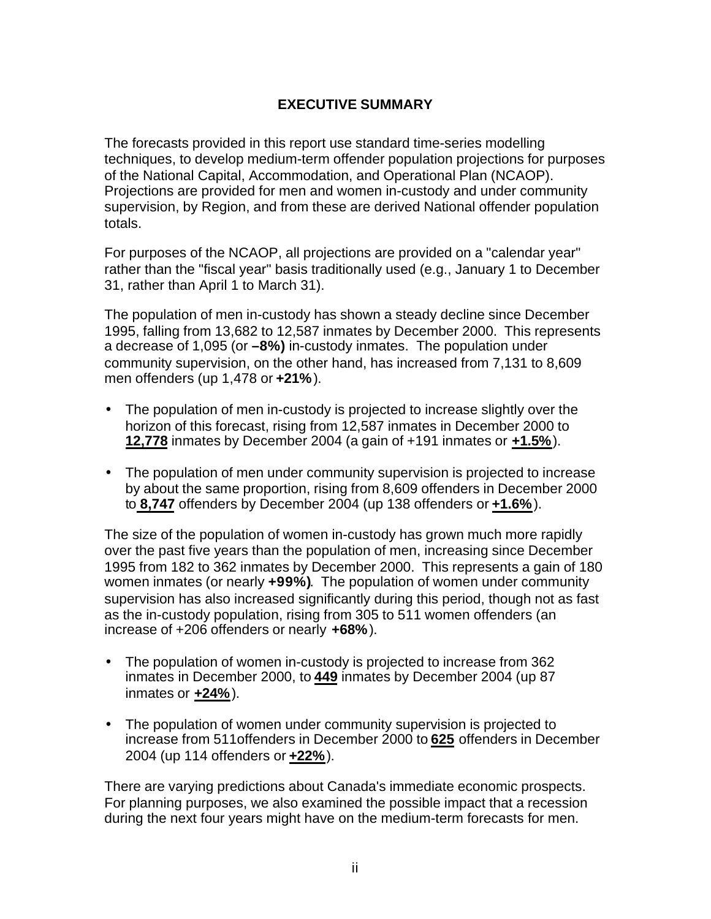## EXECUTIVE SUMMARY

The forecasts provided in this report use standard time-series modelling techniques, to develop medium-term offender population projections for purposes of the National Capital, Accommodation, and Operational Plan (NCAOP). Projections are provided for men and women in-custody and under community supervision, by Region, and from these are derived National offender population totals.

For purposes of the NCAOP, all projections are provided on a "calendar year" rather than the "fiscal year" basis traditionally used (e.g., January 1 to December 31, rather than April 1 to March 31).

The population of men in-custody has shown a steady decline since December 1995, falling from 13,682 to 12,587 inmates by December 2000. This represents a decrease of 1,095 (or **–8%)** in-custody inmates. The population under community supervision, on the other hand, has increased from 7,131 to 8,609 men offenders (up 1,478 or **+21%**).

- The population of men in-custody is projected to increase slightly over the horizon of this forecast, rising from 12,587 inmates in December 2000 to **12,778** inmates by December 2004 (a gain of +191 inmates or **+1.5%**).
- The population of men under community supervision is projected to increase by about the same proportion, rising from 8,609 offenders in December 2000 to **8,747** offenders by December 2004 (up 138 offenders or **+1.6%**).

The size of the population of women in-custody has grown much more rapidly over the past five years than the population of men, increasing since December 1995 from 182 to 362 inmates by December 2000. This represents a gain of 180 women inmates (or nearly **+99%)**. The population of women under community supervision has also increased significantly during this period, though not as fast as the in-custody population, rising from 305 to 511 women offenders (an increase of +206 offenders or nearly **+68%**).

- The population of women in-custody is projected to increase from 362 inmates in December 2000, to **449** inmates by December 2004 (up 87 inmates or **+24%**).
- The population of women under community supervision is projected to increase from 511offenders in December 2000 to **625** offenders in December 2004 (up 114 offenders or **+22%**).

There are varying predictions about Canada's immediate economic prospects. For planning purposes, we also examined the possible impact that a recession during the next four years might have on the medium-term forecasts for men.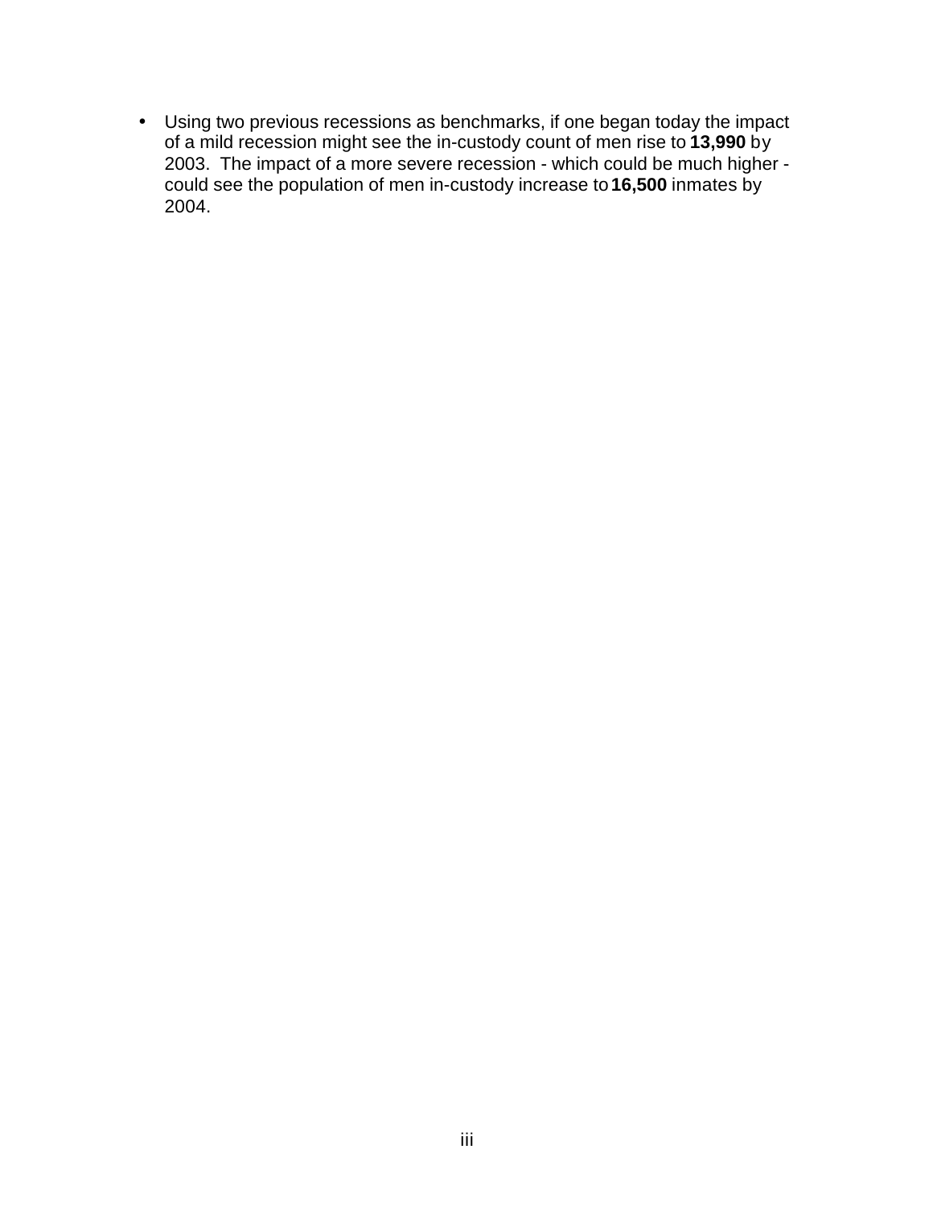- Using two previous recessions as benchmarks, if one began today the impact of a mild recession might see the in-custody count of men rise to **13,990** by 2003. The impact of a more severe recession - which could be much higher - could see the population of men in-custody increase to **16,500** inmates by 2004.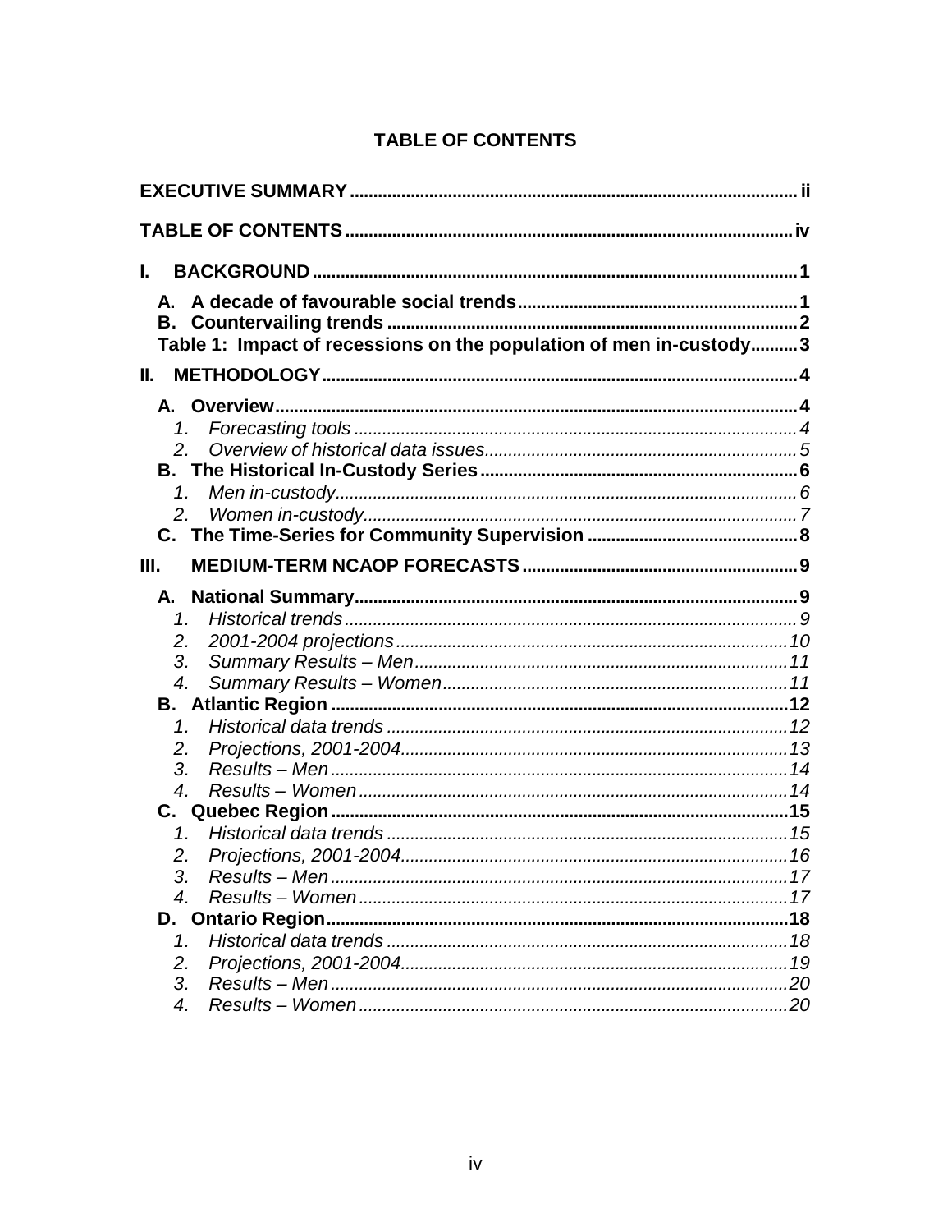## TABLE OF CONTENTS

**EXECUTIVE SUMMARY** ........................................................................................ ii

**TABLE OF CONTENTS** ........................................................................................ iv

**I. BACKGROUND** ........................................................................................ 1

- **A. A decade of favourable social trends** ........................................................ 1
- **B. Countervailing trends** ........................................................................ 2
- **Table 1: Impact of recessions on the population of men in-custody** .......... 3

**II. METHODOLOGY** ........................................................................................ 4

- **A. Overview** ........................................................................................ 4
  1. *Forecasting tools* ........................................................................ 4
  2. *Overview of historical data issues* .................................................. 5
- **B. The Historical In-Custody Series** ........................................................ 6
  1. *Men in-custody* ........................................................................ 6
  2. *Women in-custody* ........................................................................ 7
- **C. The Time-Series for Community Supervision** ........................................ 8

**III. MEDIUM-TERM NCAOP FORECASTS** ........................................................ 9

- **A. National Summary** ........................................................................ 9
  1. *Historical trends* ........................................................................ 9
  2. *2001-2004 projections* ................................................................ 10
  3. *Summary Results – Men* ................................................................ 11
  4. *Summary Results – Women* ............................................................ 11
- **B. Atlantic Region** ........................................................................ 12
  1. *Historical data trends* ................................................................ 12
  2. *Projections, 2001-2004* ................................................................ 13
  3. *Results – Men* ........................................................................ 14
  4. *Results – Women* ........................................................................ 14
- **C. Quebec Region** ........................................................................ 15
  1. *Historical data trends* ................................................................ 15
  2. *Projections, 2001-2004* ................................................................ 16
  3. *Results – Men* ........................................................................ 17
  4. *Results – Women* ........................................................................ 17
- **D. Ontario Region** ........................................................................ 18
  1. *Historical data trends* ................................................................ 18
  2. *Projections, 2001-2004* ................................................................ 19
  3. *Results – Men* ........................................................................ 20
  4. *Results – Women* ........................................................................ 20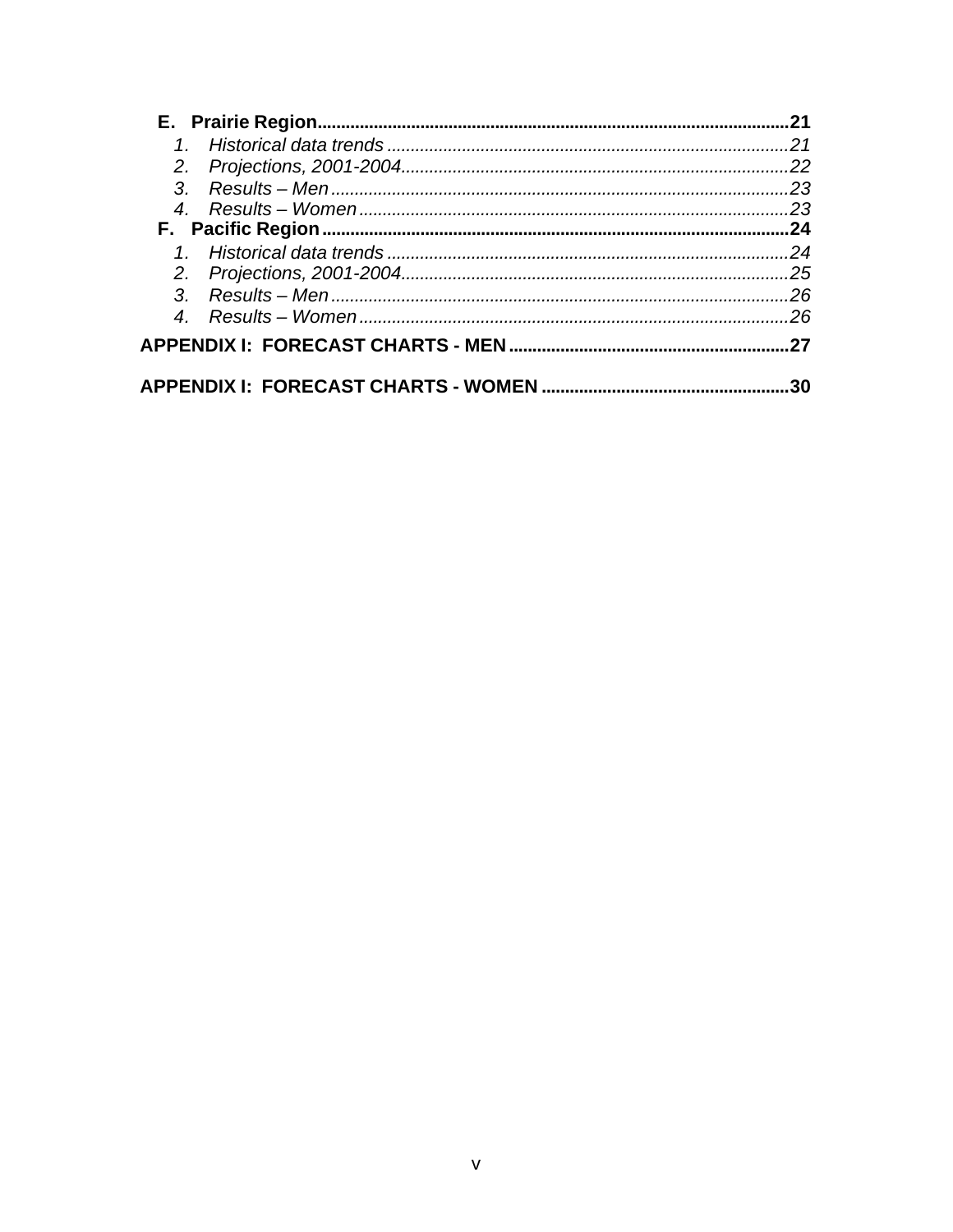**E. Prairie Region** .................................................................................................**21**

1. *Historical data trends* .......................................................................................*21*
2. *Projections, 2001-2004*.......................................................................................*22*
3. *Results – Men* .......................................................................................................*23*
4. *Results – Women* ..................................................................................................*23*

**F. Pacific Region** .................................................................................................**24**

1. *Historical data trends* .......................................................................................*24*
2. *Projections, 2001-2004*.......................................................................................*25*
3. *Results – Men* .......................................................................................................*26*
4. *Results – Women* ..................................................................................................*26*

**APPENDIX I: FORECAST CHARTS - MEN** ...........................................................**27**

**APPENDIX I: FORECAST CHARTS - WOMEN** .....................................................**30**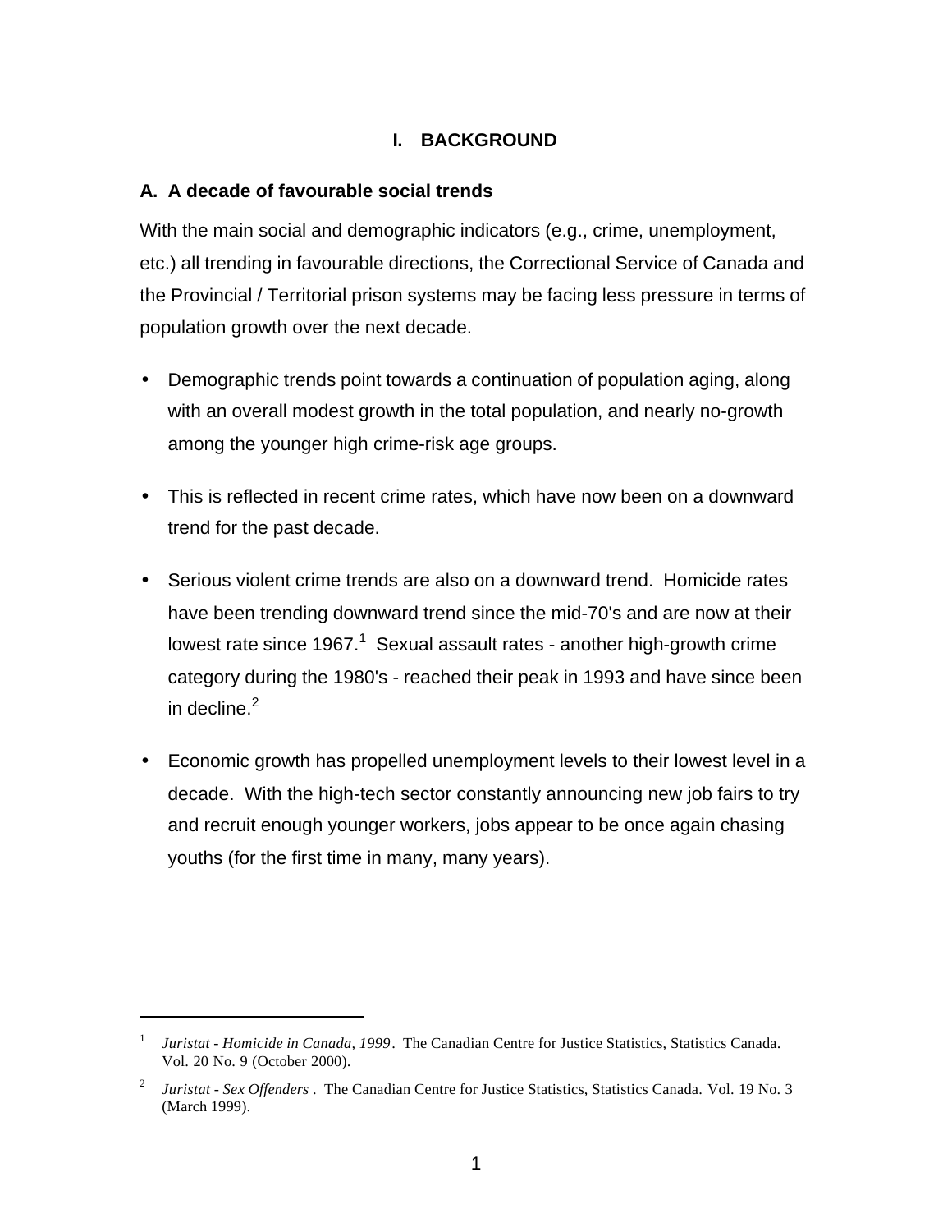# I. BACKGROUND

## A. A decade of favourable social trends

With the main social and demographic indicators (e.g., crime, unemployment, etc.) all trending in favourable directions, the Correctional Service of Canada and the Provincial / Territorial prison systems may be facing less pressure in terms of population growth over the next decade.

- Demographic trends point towards a continuation of population aging, along with an overall modest growth in the total population, and nearly no-growth among the younger high crime-risk age groups.
- This is reflected in recent crime rates, which have now been on a downward trend for the past decade.
- Serious violent crime trends are also on a downward trend. Homicide rates have been trending downward trend since the mid-70's and are now at their lowest rate since 1967.[1] Sexual assault rates - another high-growth crime category during the 1980's - reached their peak in 1993 and have since been in decline.[2]
- Economic growth has propelled unemployment levels to their lowest level in a decade. With the high-tech sector constantly announcing new job fairs to try and recruit enough younger workers, jobs appear to be once again chasing youths (for the first time in many, many years).

---

[1] *Juristat - Homicide in Canada, 1999*. The Canadian Centre for Justice Statistics, Statistics Canada. Vol. 20 No. 9 (October 2000).

[2] *Juristat - Sex Offenders* . The Canadian Centre for Justice Statistics, Statistics Canada. Vol. 19 No. 3 (March 1999).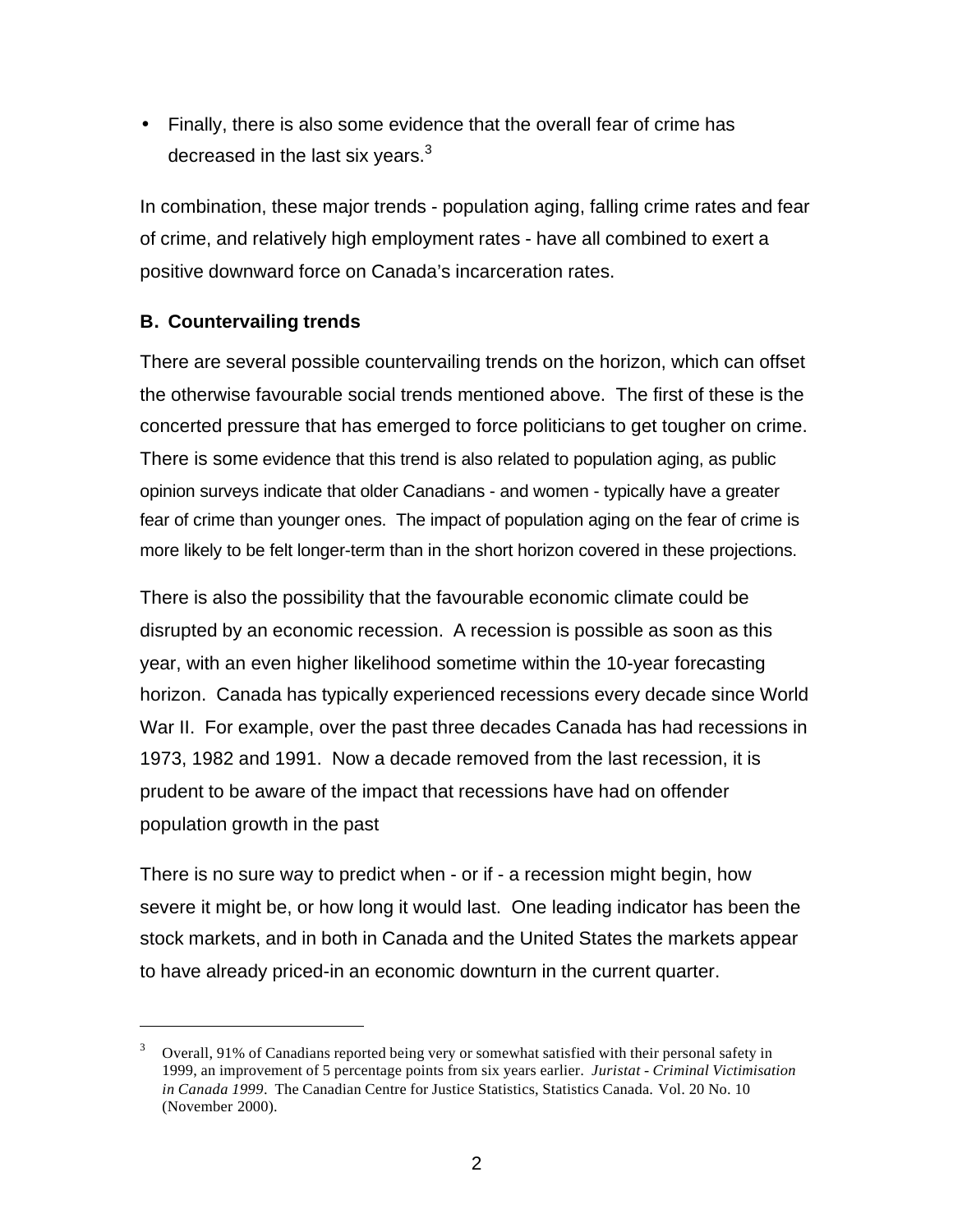- Finally, there is also some evidence that the overall fear of crime has decreased in the last six years.[3]

In combination, these major trends - population aging, falling crime rates and fear of crime, and relatively high employment rates - have all combined to exert a positive downward force on Canada's incarceration rates.

### B. Countervailing trends

There are several possible countervailing trends on the horizon, which can offset the otherwise favourable social trends mentioned above. The first of these is the concerted pressure that has emerged to force politicians to get tougher on crime. There is some evidence that this trend is also related to population aging, as public opinion surveys indicate that older Canadians - and women - typically have a greater fear of crime than younger ones. The impact of population aging on the fear of crime is more likely to be felt longer-term than in the short horizon covered in these projections.

There is also the possibility that the favourable economic climate could be disrupted by an economic recession. A recession is possible as soon as this year, with an even higher likelihood sometime within the 10-year forecasting horizon. Canada has typically experienced recessions every decade since World War II. For example, over the past three decades Canada has had recessions in 1973, 1982 and 1991. Now a decade removed from the last recession, it is prudent to be aware of the impact that recessions have had on offender population growth in the past

There is no sure way to predict when - or if - a recession might begin, how severe it might be, or how long it would last. One leading indicator has been the stock markets, and in both in Canada and the United States the markets appear to have already priced-in an economic downturn in the current quarter.

---

[3] Overall, 91% of Canadians reported being very or somewhat satisfied with their personal safety in 1999, an improvement of 5 percentage points from six years earlier. *Juristat - Criminal Victimisation in Canada 1999*. The Canadian Centre for Justice Statistics, Statistics Canada. Vol. 20 No. 10 (November 2000).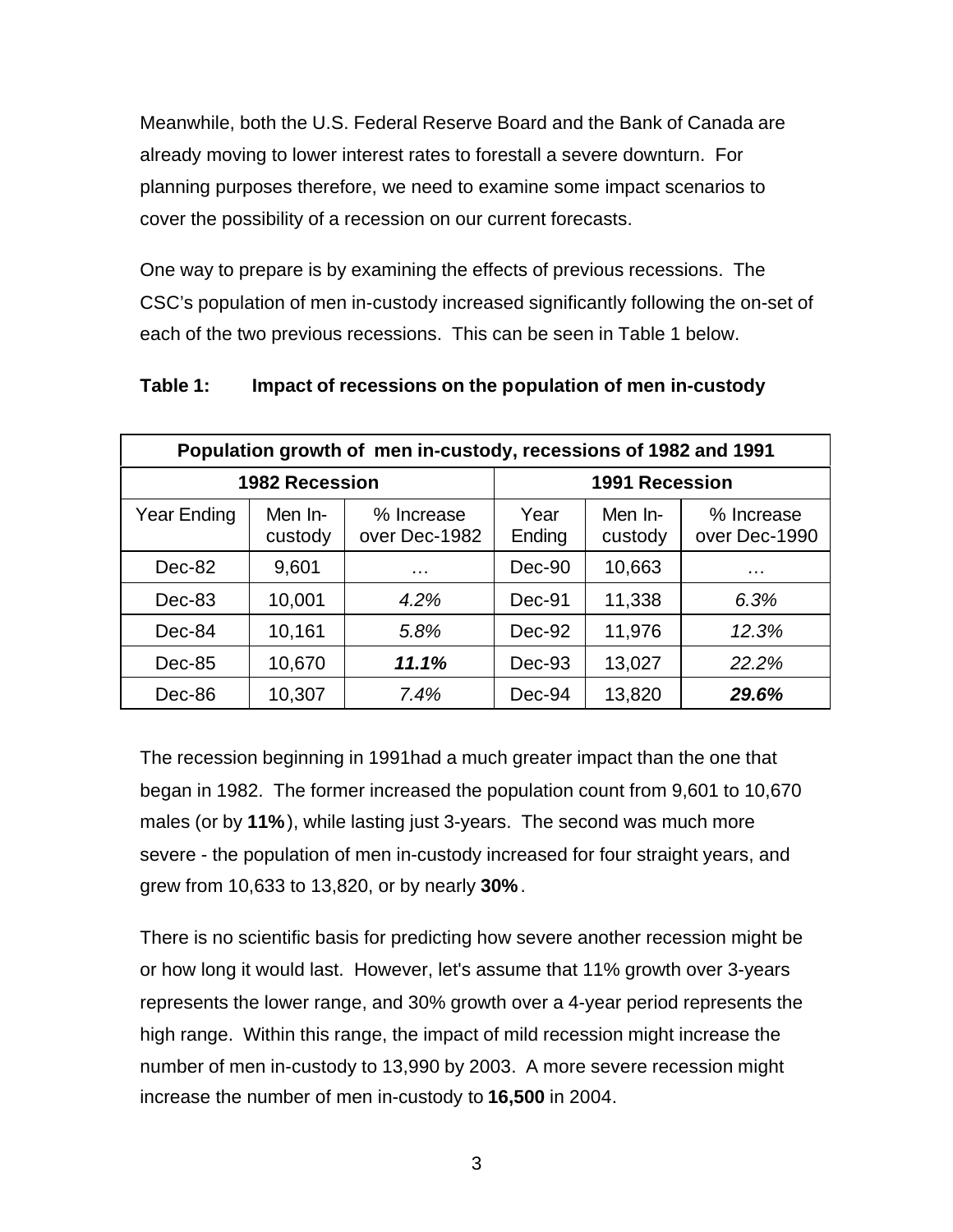Meanwhile, both the U.S. Federal Reserve Board and the Bank of Canada are already moving to lower interest rates to forestall a severe downturn. For planning purposes therefore, we need to examine some impact scenarios to cover the possibility of a recession on our current forecasts.

One way to prepare is by examining the effects of previous recessions. The CSC's population of men in-custody increased significantly following the on-set of each of the two previous recessions. This can be seen in Table 1 below.

**Table 1: Impact of recessions on the population of men in-custody**

| Population growth of men in-custody, recessions of 1982 and 1991 | | | | | |
|---|---|---|---|---|---|
| **1982 Recession** | | | **1991 Recession** | | |
| Year Ending | Men In-custody | % Increase over Dec-1982 | Year Ending | Men In-custody | % Increase over Dec-1990 |
| Dec-82 | 9,601 | … | Dec-90 | 10,663 | … |
| Dec-83 | 10,001 | *4.2%* | Dec-91 | 11,338 | *6.3%* |
| Dec-84 | 10,161 | *5.8%* | Dec-92 | 11,976 | *12.3%* |
| Dec-85 | 10,670 | ***11.1%*** | Dec-93 | 13,027 | *22.2%* |
| Dec-86 | 10,307 | *7.4%* | Dec-94 | 13,820 | ***29.6%*** |

The recession beginning in 1991had a much greater impact than the one that began in 1982. The former increased the population count from 9,601 to 10,670 males (or by **11%**), while lasting just 3-years. The second was much more severe - the population of men in-custody increased for four straight years, and grew from 10,633 to 13,820, or by nearly **30%**.

There is no scientific basis for predicting how severe another recession might be or how long it would last. However, let's assume that 11% growth over 3-years represents the lower range, and 30% growth over a 4-year period represents the high range. Within this range, the impact of mild recession might increase the number of men in-custody to 13,990 by 2003. A more severe recession might increase the number of men in-custody to **16,500** in 2004.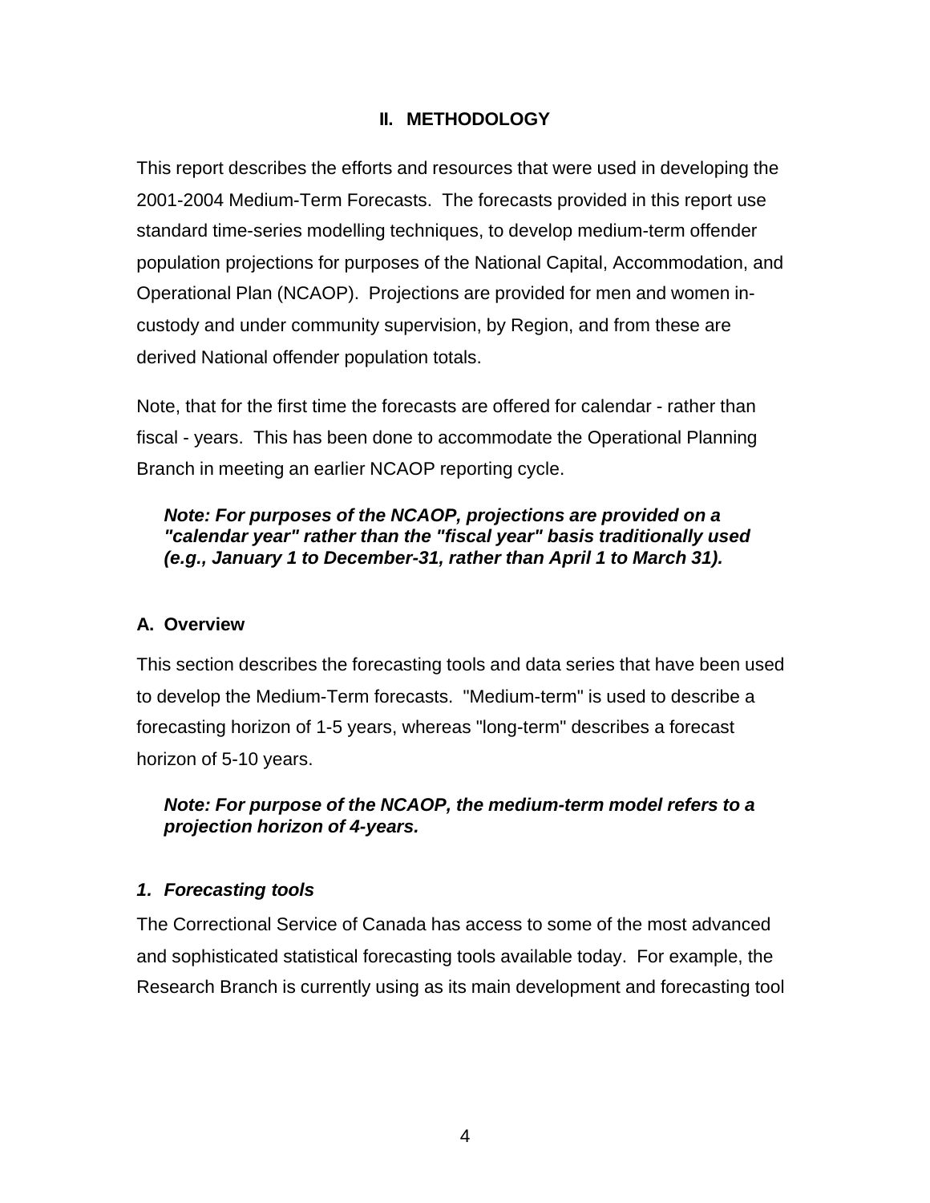## II. METHODOLOGY

This report describes the efforts and resources that were used in developing the 2001-2004 Medium-Term Forecasts. The forecasts provided in this report use standard time-series modelling techniques, to develop medium-term offender population projections for purposes of the National Capital, Accommodation, and Operational Plan (NCAOP). Projections are provided for men and women in-custody and under community supervision, by Region, and from these are derived National offender population totals.

Note, that for the first time the forecasts are offered for calendar - rather than fiscal - years. This has been done to accommodate the Operational Planning Branch in meeting an earlier NCAOP reporting cycle.

> ***Note: For purposes of the NCAOP, projections are provided on a "calendar year" rather than the "fiscal year" basis traditionally used (e.g., January 1 to December-31, rather than April 1 to March 31).***

### A. Overview

This section describes the forecasting tools and data series that have been used to develop the Medium-Term forecasts. "Medium-term" is used to describe a forecasting horizon of 1-5 years, whereas "long-term" describes a forecast horizon of 5-10 years.

> ***Note: For purpose of the NCAOP, the medium-term model refers to a projection horizon of 4-years.***

#### *1. Forecasting tools*

The Correctional Service of Canada has access to some of the most advanced and sophisticated statistical forecasting tools available today. For example, the Research Branch is currently using as its main development and forecasting tool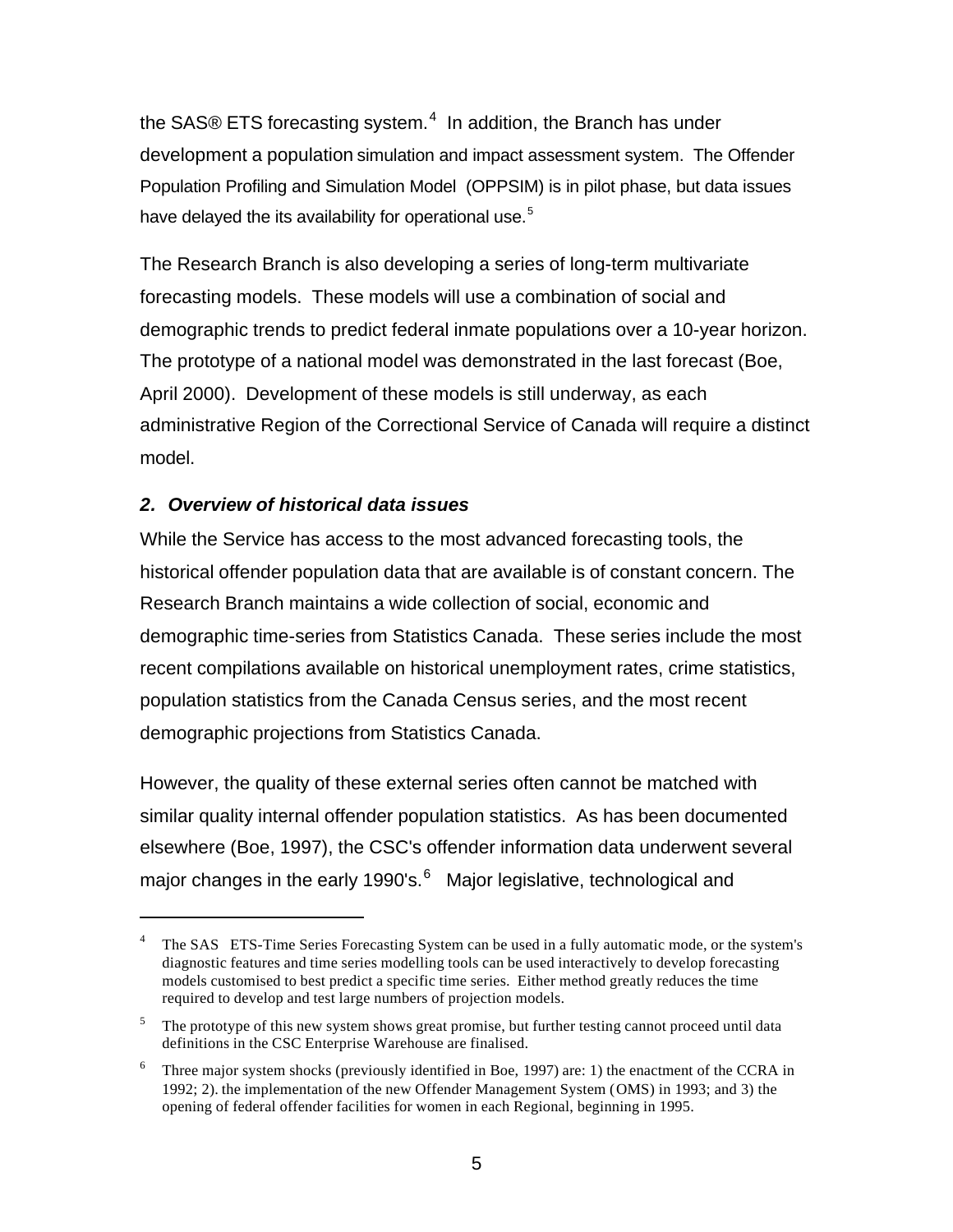the SAS® ETS forecasting system.[4] In addition, the Branch has under development a population simulation and impact assessment system. The Offender Population Profiling and Simulation Model (OPPSIM) is in pilot phase, but data issues have delayed the its availability for operational use.[5]

The Research Branch is also developing a series of long-term multivariate forecasting models. These models will use a combination of social and demographic trends to predict federal inmate populations over a 10-year horizon. The prototype of a national model was demonstrated in the last forecast (Boe, April 2000). Development of these models is still underway, as each administrative Region of the Correctional Service of Canada will require a distinct model.

### *2. Overview of historical data issues*

While the Service has access to the most advanced forecasting tools, the historical offender population data that are available is of constant concern. The Research Branch maintains a wide collection of social, economic and demographic time-series from Statistics Canada. These series include the most recent compilations available on historical unemployment rates, crime statistics, population statistics from the Canada Census series, and the most recent demographic projections from Statistics Canada.

However, the quality of these external series often cannot be matched with similar quality internal offender population statistics. As has been documented elsewhere (Boe, 1997), the CSC's offender information data underwent several major changes in the early 1990's.[6] Major legislative, technological and

---

[4] The SAS ETS-Time Series Forecasting System can be used in a fully automatic mode, or the system's diagnostic features and time series modelling tools can be used interactively to develop forecasting models customised to best predict a specific time series. Either method greatly reduces the time required to develop and test large numbers of projection models.

[5] The prototype of this new system shows great promise, but further testing cannot proceed until data definitions in the CSC Enterprise Warehouse are finalised.

[6] Three major system shocks (previously identified in Boe, 1997) are: 1) the enactment of the CCRA in 1992; 2). the implementation of the new Offender Management System (OMS) in 1993; and 3) the opening of federal offender facilities for women in each Regional, beginning in 1995.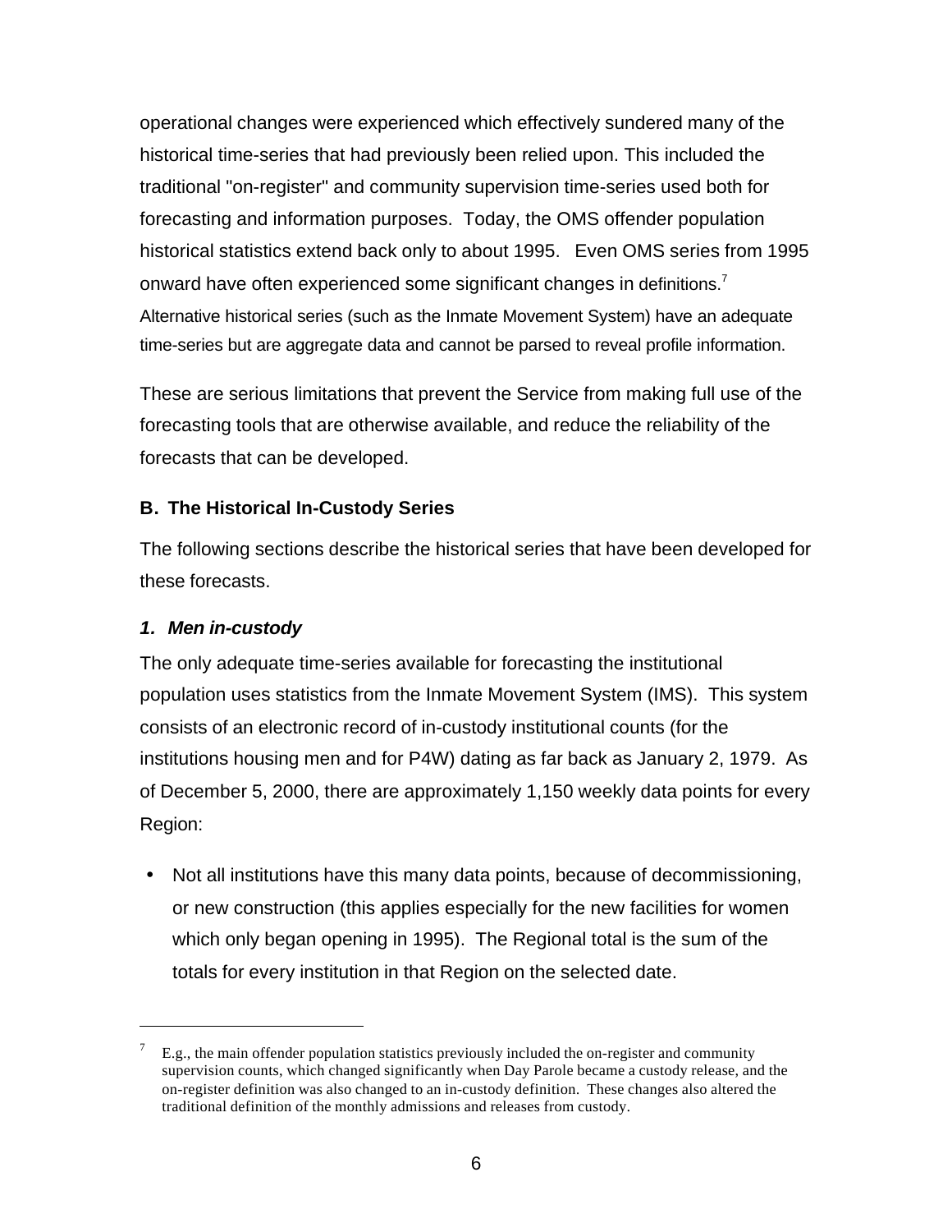operational changes were experienced which effectively sundered many of the historical time-series that had previously been relied upon. This included the traditional "on-register" and community supervision time-series used both for forecasting and information purposes. Today, the OMS offender population historical statistics extend back only to about 1995. Even OMS series from 1995 onward have often experienced some significant changes in definitions.[7] Alternative historical series (such as the Inmate Movement System) have an adequate time-series but are aggregate data and cannot be parsed to reveal profile information.

These are serious limitations that prevent the Service from making full use of the forecasting tools that are otherwise available, and reduce the reliability of the forecasts that can be developed.

### B. The Historical In-Custody Series

The following sections describe the historical series that have been developed for these forecasts.

#### *1. Men in-custody*

The only adequate time-series available for forecasting the institutional population uses statistics from the Inmate Movement System (IMS). This system consists of an electronic record of in-custody institutional counts (for the institutions housing men and for P4W) dating as far back as January 2, 1979. As of December 5, 2000, there are approximately 1,150 weekly data points for every Region:

- Not all institutions have this many data points, because of decommissioning, or new construction (this applies especially for the new facilities for women which only began opening in 1995). The Regional total is the sum of the totals for every institution in that Region on the selected date.

---

[7] E.g., the main offender population statistics previously included the on-register and community supervision counts, which changed significantly when Day Parole became a custody release, and the on-register definition was also changed to an in-custody definition. These changes also altered the traditional definition of the monthly admissions and releases from custody.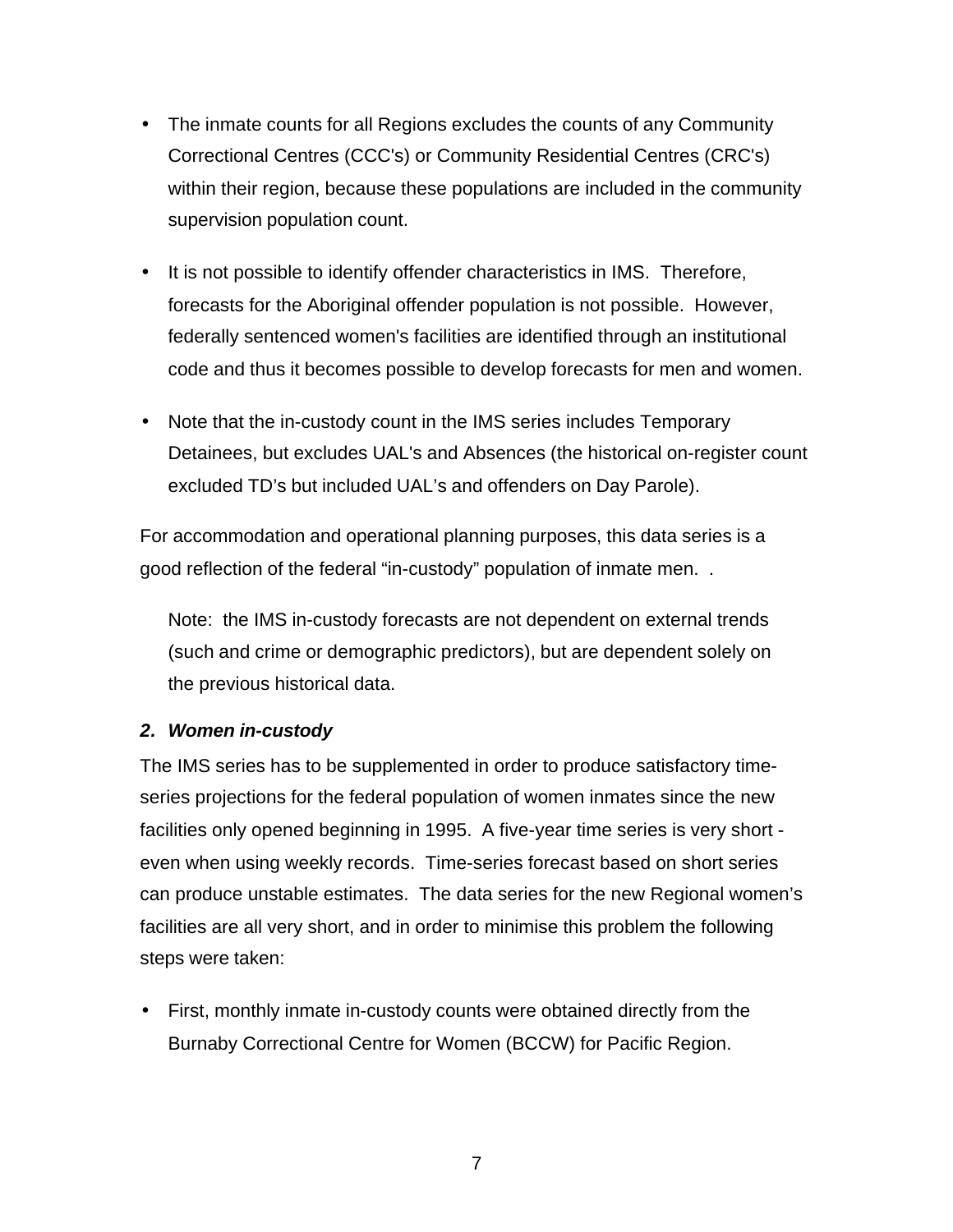- The inmate counts for all Regions excludes the counts of any Community Correctional Centres (CCC's) or Community Residential Centres (CRC's) within their region, because these populations are included in the community supervision population count.

- It is not possible to identify offender characteristics in IMS. Therefore, forecasts for the Aboriginal offender population is not possible. However, federally sentenced women's facilities are identified through an institutional code and thus it becomes possible to develop forecasts for men and women.

- Note that the in-custody count in the IMS series includes Temporary Detainees, but excludes UAL's and Absences (the historical on-register count excluded TD's but included UAL's and offenders on Day Parole).

For accommodation and operational planning purposes, this data series is a good reflection of the federal "in-custody" population of inmate men. .

> Note: the IMS in-custody forecasts are not dependent on external trends (such and crime or demographic predictors), but are dependent solely on the previous historical data.

### 2. *Women in-custody*

The IMS series has to be supplemented in order to produce satisfactory time-series projections for the federal population of women inmates since the new facilities only opened beginning in 1995. A five-year time series is very short - even when using weekly records. Time-series forecast based on short series can produce unstable estimates. The data series for the new Regional women's facilities are all very short, and in order to minimise this problem the following steps were taken:

- First, monthly inmate in-custody counts were obtained directly from the Burnaby Correctional Centre for Women (BCCW) for Pacific Region.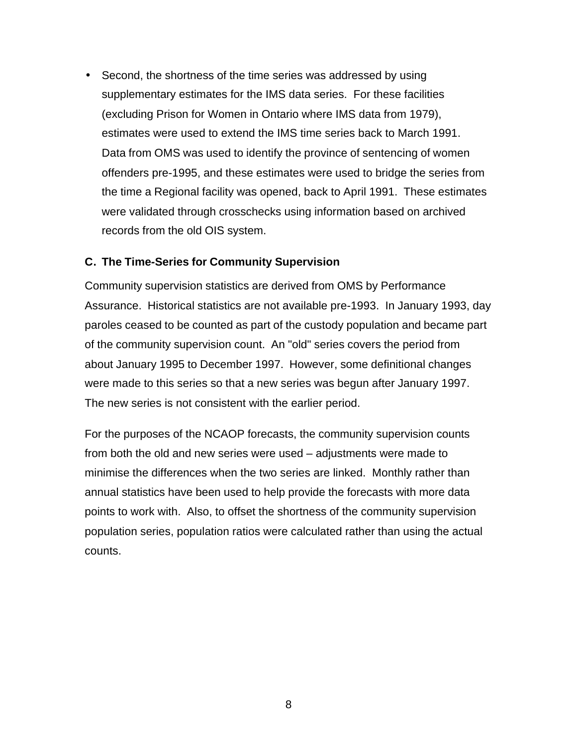- Second, the shortness of the time series was addressed by using supplementary estimates for the IMS data series. For these facilities (excluding Prison for Women in Ontario where IMS data from 1979), estimates were used to extend the IMS time series back to March 1991. Data from OMS was used to identify the province of sentencing of women offenders pre-1995, and these estimates were used to bridge the series from the time a Regional facility was opened, back to April 1991. These estimates were validated through crosschecks using information based on archived records from the old OIS system.

### C. The Time-Series for Community Supervision

Community supervision statistics are derived from OMS by Performance Assurance. Historical statistics are not available pre-1993. In January 1993, day paroles ceased to be counted as part of the custody population and became part of the community supervision count. An "old" series covers the period from about January 1995 to December 1997. However, some definitional changes were made to this series so that a new series was begun after January 1997. The new series is not consistent with the earlier period.

For the purposes of the NCAOP forecasts, the community supervision counts from both the old and new series were used – adjustments were made to minimise the differences when the two series are linked. Monthly rather than annual statistics have been used to help provide the forecasts with more data points to work with. Also, to offset the shortness of the community supervision population series, population ratios were calculated rather than using the actual counts.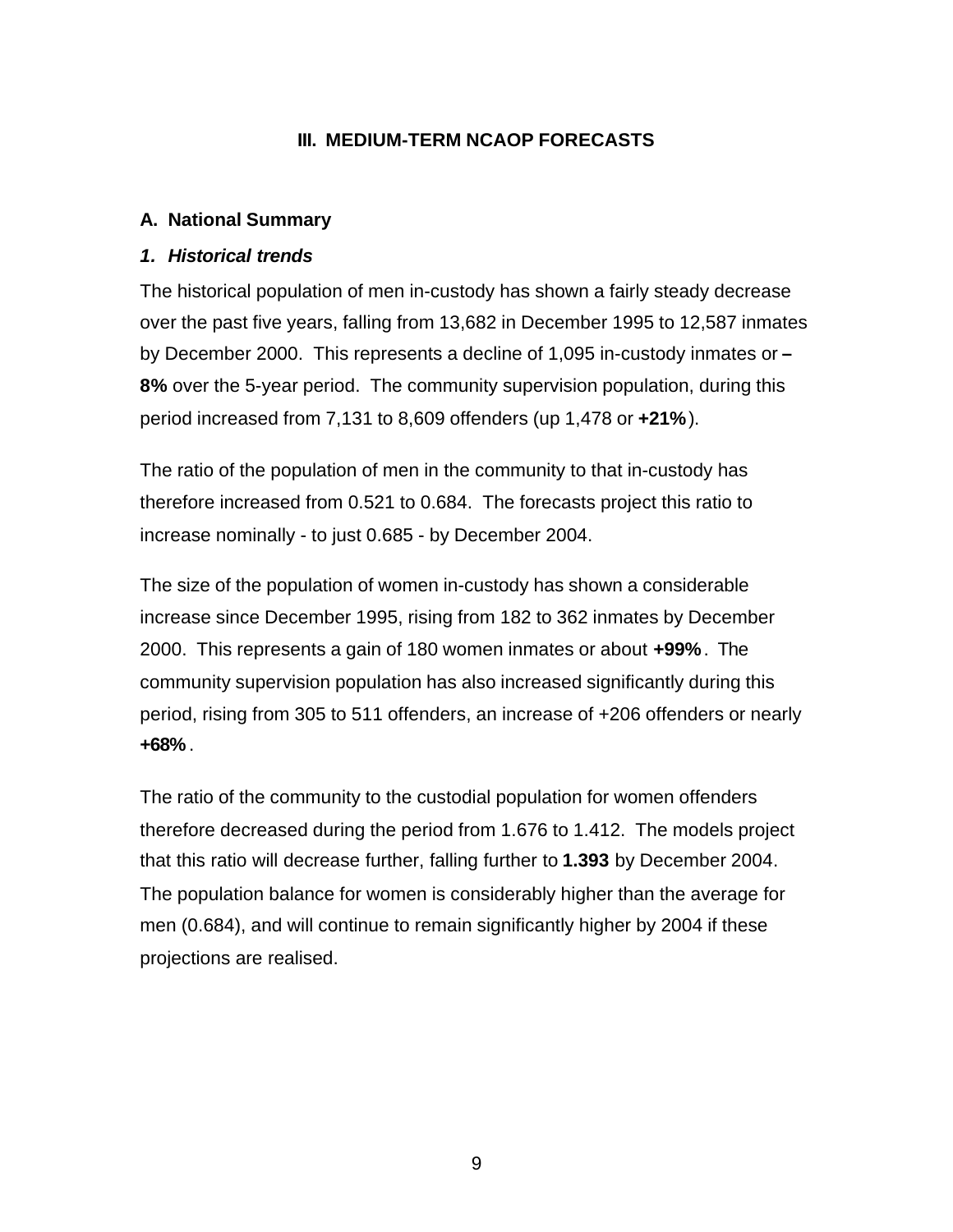# III. MEDIUM-TERM NCAOP FORECASTS

## A. National Summary

### *1. Historical trends*

The historical population of men in-custody has shown a fairly steady decrease over the past five years, falling from 13,682 in December 1995 to 12,587 inmates by December 2000. This represents a decline of 1,095 in-custody inmates or **–8%** over the 5-year period. The community supervision population, during this period increased from 7,131 to 8,609 offenders (up 1,478 or **+21%**).

The ratio of the population of men in the community to that in-custody has therefore increased from 0.521 to 0.684. The forecasts project this ratio to increase nominally - to just 0.685 - by December 2004.

The size of the population of women in-custody has shown a considerable increase since December 1995, rising from 182 to 362 inmates by December 2000. This represents a gain of 180 women inmates or about **+99%**. The community supervision population has also increased significantly during this period, rising from 305 to 511 offenders, an increase of +206 offenders or nearly **+68%**.

The ratio of the community to the custodial population for women offenders therefore decreased during the period from 1.676 to 1.412. The models project that this ratio will decrease further, falling further to **1.393** by December 2004. The population balance for women is considerably higher than the average for men (0.684), and will continue to remain significantly higher by 2004 if these projections are realised.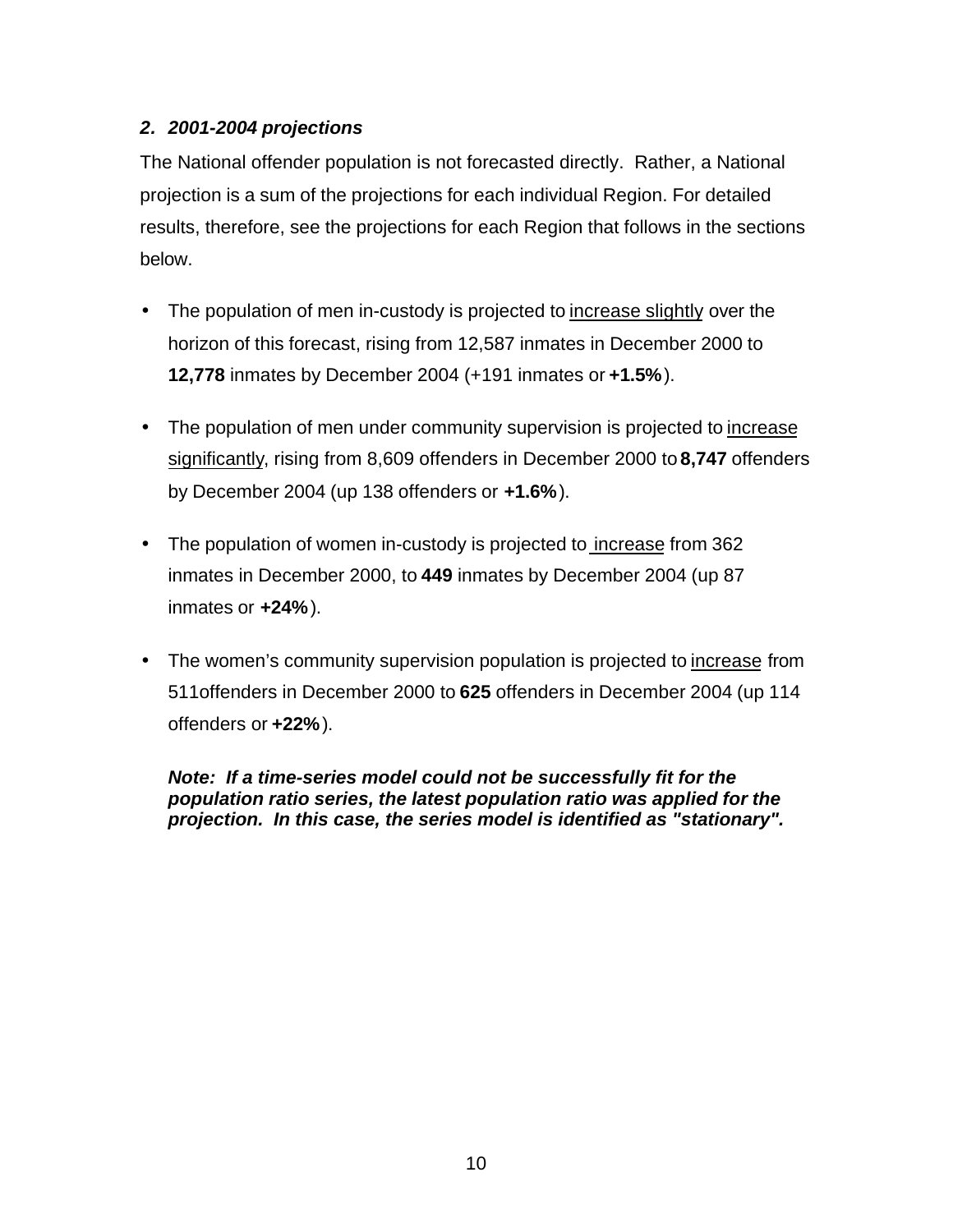### *2. 2001-2004 projections*

The National offender population is not forecasted directly. Rather, a National projection is a sum of the projections for each individual Region. For detailed results, therefore, see the projections for each Region that follows in the sections below.

- The population of men in-custody is projected to <u>increase slightly</u> over the horizon of this forecast, rising from 12,587 inmates in December 2000 to **12,778** inmates by December 2004 (+191 inmates or **+1.5%**).

- The population of men under community supervision is projected to <u>increase significantly</u>, rising from 8,609 offenders in December 2000 to **8,747** offenders by December 2004 (up 138 offenders or **+1.6%**).

- The population of women in-custody is projected to <u>increase</u> from 362 inmates in December 2000, to **449** inmates by December 2004 (up 87 inmates or **+24%**).

- The women's community supervision population is projected to <u>increase</u> from 511offenders in December 2000 to **625** offenders in December 2004 (up 114 offenders or **+22%**).

  ***Note: If a time-series model could not be successfully fit for the population ratio series, the latest population ratio was applied for the projection. In this case, the series model is identified as "stationary".***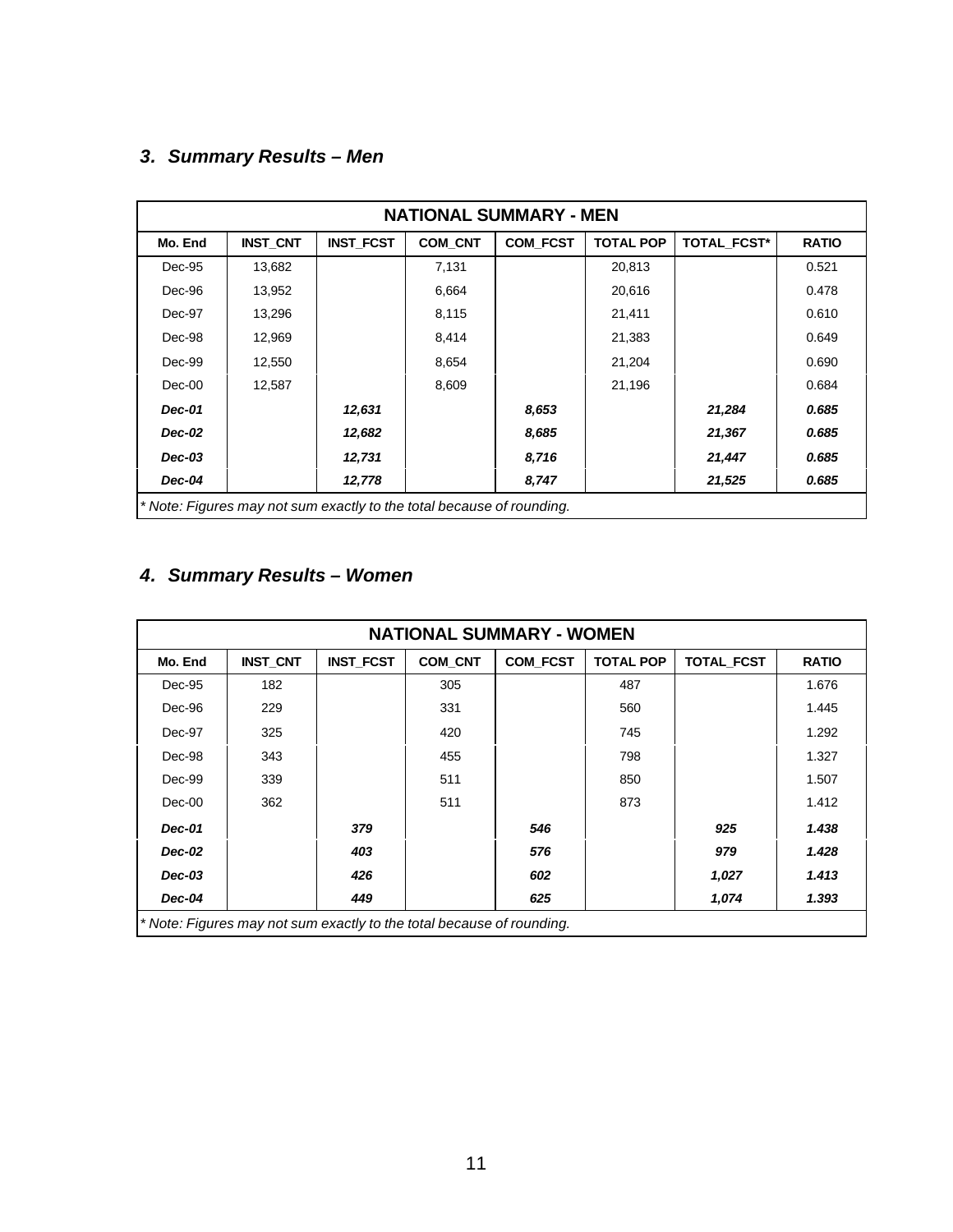## *3. Summary Results – Men*

| NATIONAL SUMMARY - MEN | | | | | | | |
|---|---|---|---|---|---|---|---|
| Mo. End | INST_CNT | INST_FCST | COM_CNT | COM_FCST | TOTAL POP | TOTAL_FCST* | RATIO |
| Dec-95 | 13,682 | | 7,131 | | 20,813 | | 0.521 |
| Dec-96 | 13,952 | | 6,664 | | 20,616 | | 0.478 |
| Dec-97 | 13,296 | | 8,115 | | 21,411 | | 0.610 |
| Dec-98 | 12,969 | | 8,414 | | 21,383 | | 0.649 |
| Dec-99 | 12,550 | | 8,654 | | 21,204 | | 0.690 |
| Dec-00 | 12,587 | | 8,609 | | 21,196 | | 0.684 |
| ***Dec-01*** | | ***12,631*** | | ***8,653*** | | ***21,284*** | ***0.685*** |
| ***Dec-02*** | | ***12,682*** | | ***8,685*** | | ***21,367*** | ***0.685*** |
| ***Dec-03*** | | ***12,731*** | | ***8,716*** | | ***21,447*** | ***0.685*** |
| ***Dec-04*** | | ***12,778*** | | ***8,747*** | | ***21,525*** | ***0.685*** |

*\* Note: Figures may not sum exactly to the total because of rounding.*

## *4. Summary Results – Women*

| NATIONAL SUMMARY - WOMEN | | | | | | | |
|---|---|---|---|---|---|---|---|
| Mo. End | INST_CNT | INST_FCST | COM_CNT | COM_FCST | TOTAL POP | TOTAL_FCST | RATIO |
| Dec-95 | 182 | | 305 | | 487 | | 1.676 |
| Dec-96 | 229 | | 331 | | 560 | | 1.445 |
| Dec-97 | 325 | | 420 | | 745 | | 1.292 |
| Dec-98 | 343 | | 455 | | 798 | | 1.327 |
| Dec-99 | 339 | | 511 | | 850 | | 1.507 |
| Dec-00 | 362 | | 511 | | 873 | | 1.412 |
| ***Dec-01*** | | ***379*** | | ***546*** | | ***925*** | ***1.438*** |
| ***Dec-02*** | | ***403*** | | ***576*** | | ***979*** | ***1.428*** |
| ***Dec-03*** | | ***426*** | | ***602*** | | ***1,027*** | ***1.413*** |
| ***Dec-04*** | | ***449*** | | ***625*** | | ***1,074*** | ***1.393*** |

*\* Note: Figures may not sum exactly to the total because of rounding.*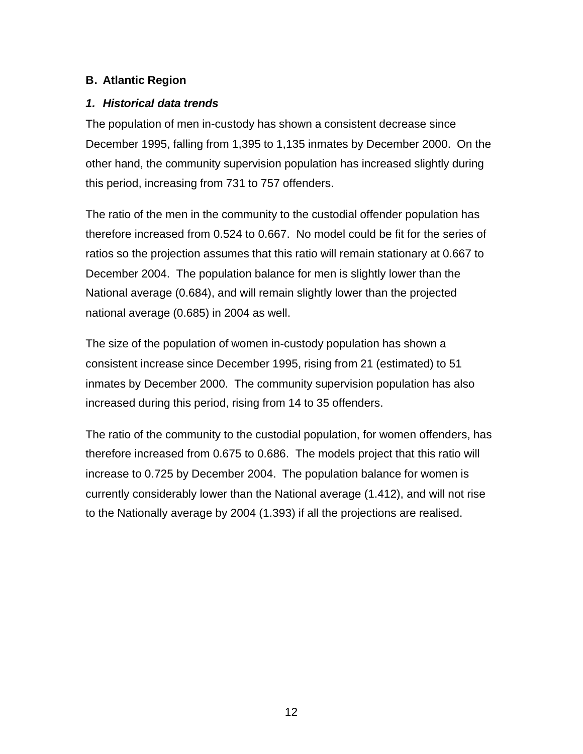## B. Atlantic Region

### *1. Historical data trends*

The population of men in-custody has shown a consistent decrease since December 1995, falling from 1,395 to 1,135 inmates by December 2000. On the other hand, the community supervision population has increased slightly during this period, increasing from 731 to 757 offenders.

The ratio of the men in the community to the custodial offender population has therefore increased from 0.524 to 0.667. No model could be fit for the series of ratios so the projection assumes that this ratio will remain stationary at 0.667 to December 2004. The population balance for men is slightly lower than the National average (0.684), and will remain slightly lower than the projected national average (0.685) in 2004 as well.

The size of the population of women in-custody population has shown a consistent increase since December 1995, rising from 21 (estimated) to 51 inmates by December 2000. The community supervision population has also increased during this period, rising from 14 to 35 offenders.

The ratio of the community to the custodial population, for women offenders, has therefore increased from 0.675 to 0.686. The models project that this ratio will increase to 0.725 by December 2004. The population balance for women is currently considerably lower than the National average (1.412), and will not rise to the Nationally average by 2004 (1.393) if all the projections are realised.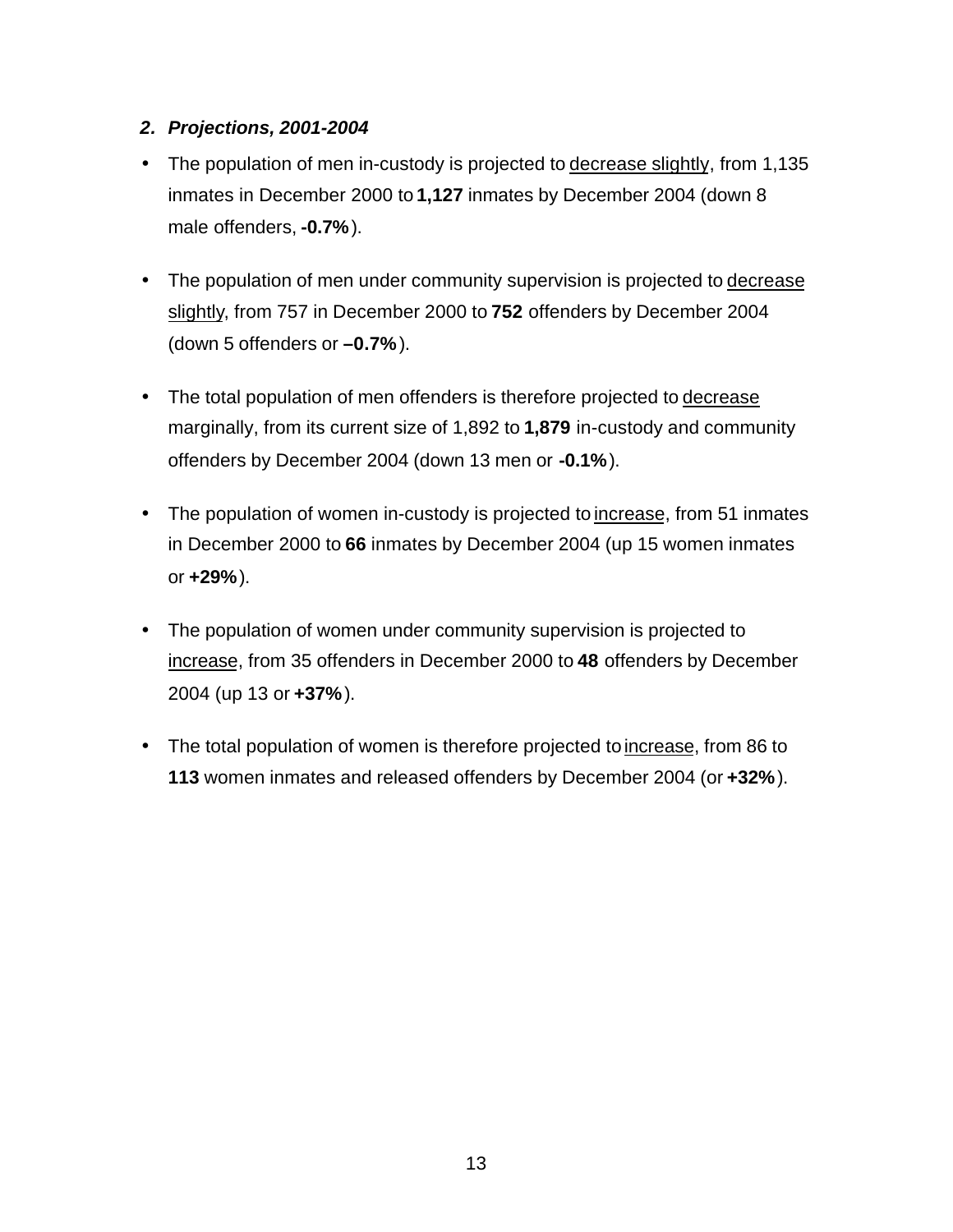### *2. Projections, 2001-2004*

- The population of men in-custody is projected to <u>decrease slightly</u>, from 1,135 inmates in December 2000 to **1,127** inmates by December 2004 (down 8 male offenders, **-0.7%**).

- The population of men under community supervision is projected to <u>decrease slightly</u>, from 757 in December 2000 to **752** offenders by December 2004 (down 5 offenders or **–0.7%**).

- The total population of men offenders is therefore projected to <u>decrease</u> marginally, from its current size of 1,892 to **1,879** in-custody and community offenders by December 2004 (down 13 men or **-0.1%**).

- The population of women in-custody is projected to <u>increase</u>, from 51 inmates in December 2000 to **66** inmates by December 2004 (up 15 women inmates or **+29%**).

- The population of women under community supervision is projected to <u>increase</u>, from 35 offenders in December 2000 to **48** offenders by December 2004 (up 13 or **+37%**).

- The total population of women is therefore projected to <u>increase</u>, from 86 to **113** women inmates and released offenders by December 2004 (or **+32%**).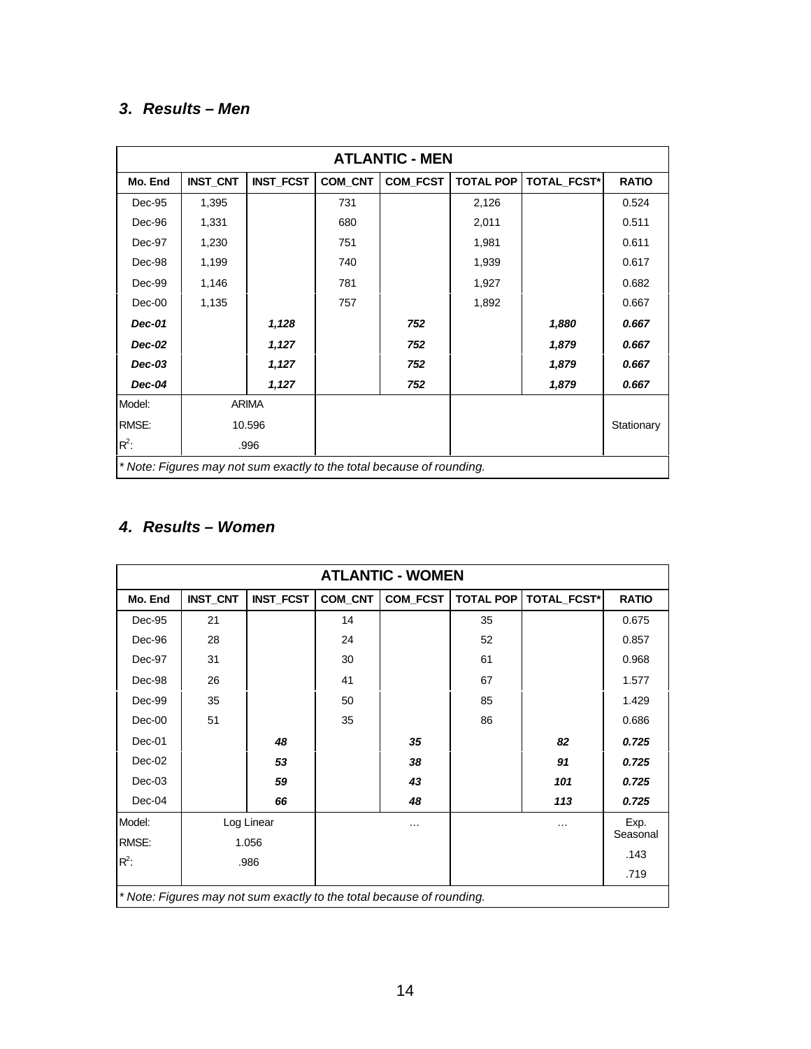### *3. Results – Men*

| ATLANTIC - MEN | | | | | | | |
|---|---|---|---|---|---|---|---|
| **Mo. End** | **INST_CNT** | **INST_FCST** | **COM_CNT** | **COM_FCST** | **TOTAL POP** | **TOTAL_FCST*** | **RATIO** |
| Dec-95 | 1,395 | | 731 | | 2,126 | | 0.524 |
| Dec-96 | 1,331 | | 680 | | 2,011 | | 0.511 |
| Dec-97 | 1,230 | | 751 | | 1,981 | | 0.611 |
| Dec-98 | 1,199 | | 740 | | 1,939 | | 0.617 |
| Dec-99 | 1,146 | | 781 | | 1,927 | | 0.682 |
| Dec-00 | 1,135 | | 757 | | 1,892 | | 0.667 |
| ***Dec-01*** | | ***1,128*** | | ***752*** | | ***1,880*** | ***0.667*** |
| ***Dec-02*** | | ***1,127*** | | ***752*** | | ***1,879*** | ***0.667*** |
| ***Dec-03*** | | ***1,127*** | | ***752*** | | ***1,879*** | ***0.667*** |
| ***Dec-04*** | | ***1,127*** | | ***752*** | | ***1,879*** | ***0.667*** |
| Model: | ARIMA | | | | | | |
| RMSE: | 10.596 | | | | | | Stationary |
| $R^2$: | .996 | | | | | | |
| *\* Note: Figures may not sum exactly to the total because of rounding.* | | | | | | | |

### *4. Results – Women*

| ATLANTIC - WOMEN | | | | | | | |
|---|---|---|---|---|---|---|---|
| **Mo. End** | **INST_CNT** | **INST_FCST** | **COM_CNT** | **COM_FCST** | **TOTAL POP** | **TOTAL_FCST*** | **RATIO** |
| Dec-95 | 21 | | 14 | | 35 | | 0.675 |
| Dec-96 | 28 | | 24 | | 52 | | 0.857 |
| Dec-97 | 31 | | 30 | | 61 | | 0.968 |
| Dec-98 | 26 | | 41 | | 67 | | 1.577 |
| Dec-99 | 35 | | 50 | | 85 | | 1.429 |
| Dec-00 | 51 | | 35 | | 86 | | 0.686 |
| Dec-01 | | ***48*** | | ***35*** | | ***82*** | ***0.725*** |
| Dec-02 | | ***53*** | | ***38*** | | ***91*** | ***0.725*** |
| Dec-03 | | ***59*** | | ***43*** | | ***101*** | ***0.725*** |
| Dec-04 | | ***66*** | | ***48*** | | ***113*** | ***0.725*** |
| Model: | Log Linear | | | … | | … | Exp. Seasonal |
| RMSE: | 1.056 | | | | | | .143 |
| $R^2$: | .986 | | | | | | .719 |
| *\* Note: Figures may not sum exactly to the total because of rounding.* | | | | | | | |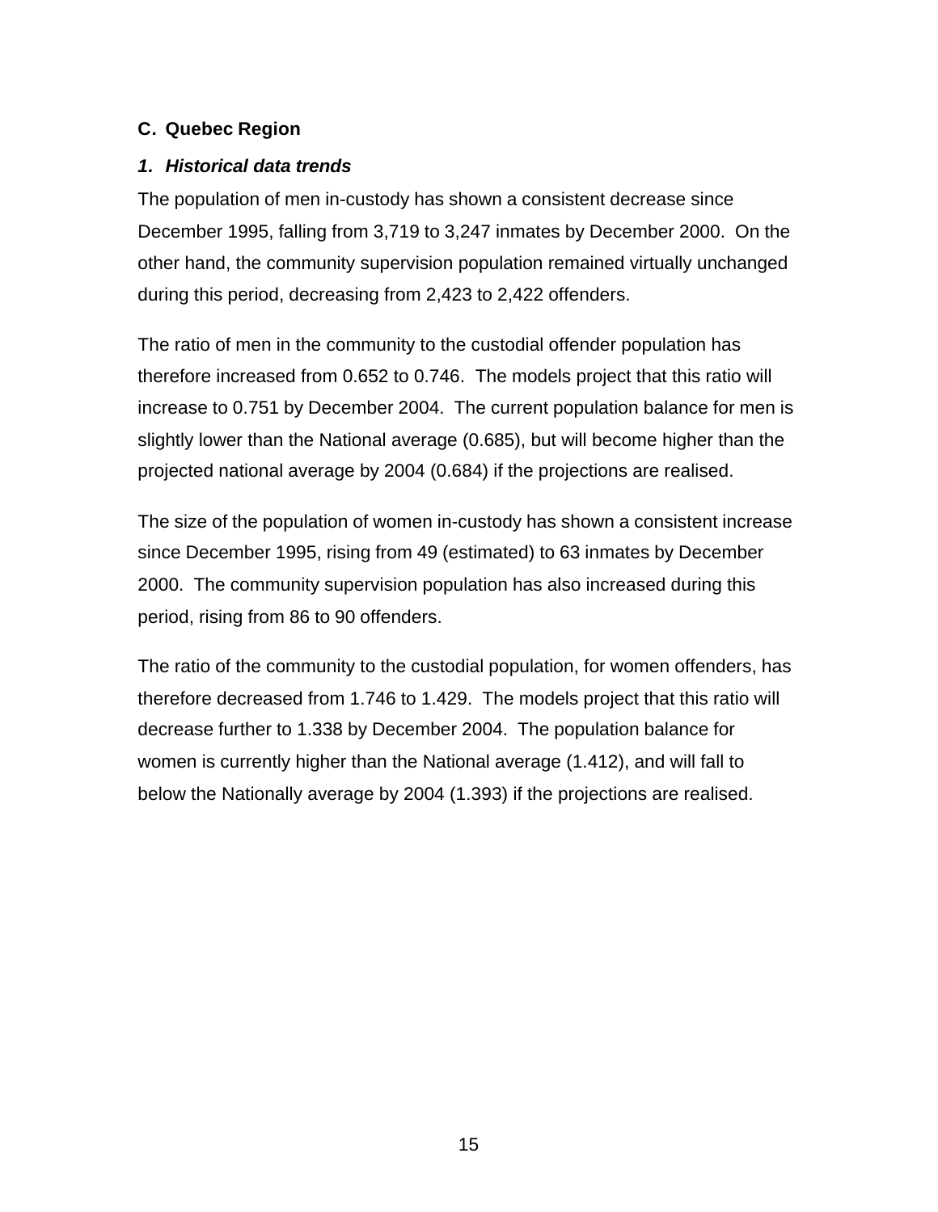## C. Quebec Region

### *1. Historical data trends*

The population of men in-custody has shown a consistent decrease since December 1995, falling from 3,719 to 3,247 inmates by December 2000. On the other hand, the community supervision population remained virtually unchanged during this period, decreasing from 2,423 to 2,422 offenders.

The ratio of men in the community to the custodial offender population has therefore increased from 0.652 to 0.746. The models project that this ratio will increase to 0.751 by December 2004. The current population balance for men is slightly lower than the National average (0.685), but will become higher than the projected national average by 2004 (0.684) if the projections are realised.

The size of the population of women in-custody has shown a consistent increase since December 1995, rising from 49 (estimated) to 63 inmates by December 2000. The community supervision population has also increased during this period, rising from 86 to 90 offenders.

The ratio of the community to the custodial population, for women offenders, has therefore decreased from 1.746 to 1.429. The models project that this ratio will decrease further to 1.338 by December 2004. The population balance for women is currently higher than the National average (1.412), and will fall to below the Nationally average by 2004 (1.393) if the projections are realised.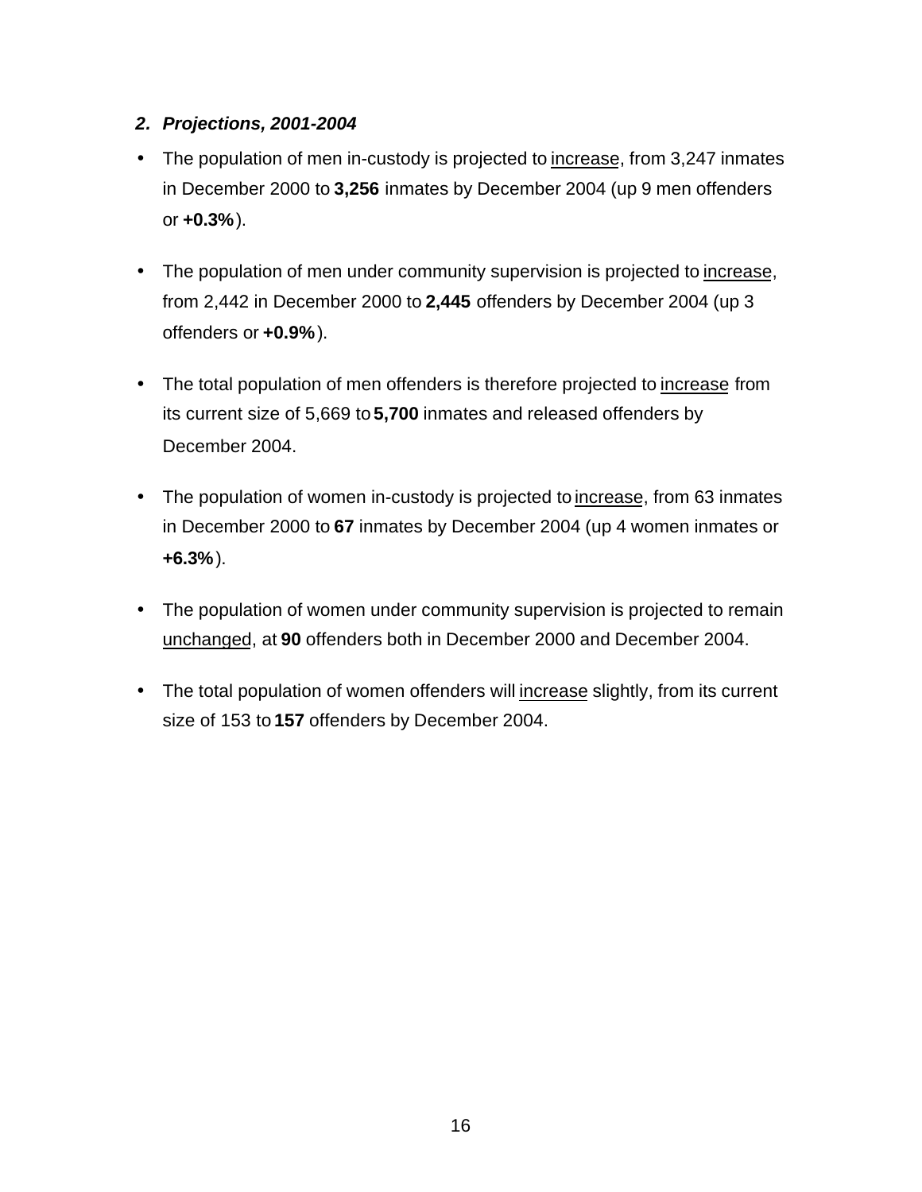### *2. Projections, 2001-2004*

- The population of men in-custody is projected to <u>increase</u>, from 3,247 inmates in December 2000 to **3,256** inmates by December 2004 (up 9 men offenders or **+0.3%**).

- The population of men under community supervision is projected to <u>increase</u>, from 2,442 in December 2000 to **2,445** offenders by December 2004 (up 3 offenders or **+0.9%**).

- The total population of men offenders is therefore projected to <u>increase</u> from its current size of 5,669 to **5,700** inmates and released offenders by December 2004.

- The population of women in-custody is projected to <u>increase</u>, from 63 inmates in December 2000 to **67** inmates by December 2004 (up 4 women inmates or **+6.3%**).

- The population of women under community supervision is projected to remain <u>unchanged</u>, at **90** offenders both in December 2000 and December 2004.

- The total population of women offenders will <u>increase</u> slightly, from its current size of 153 to **157** offenders by December 2004.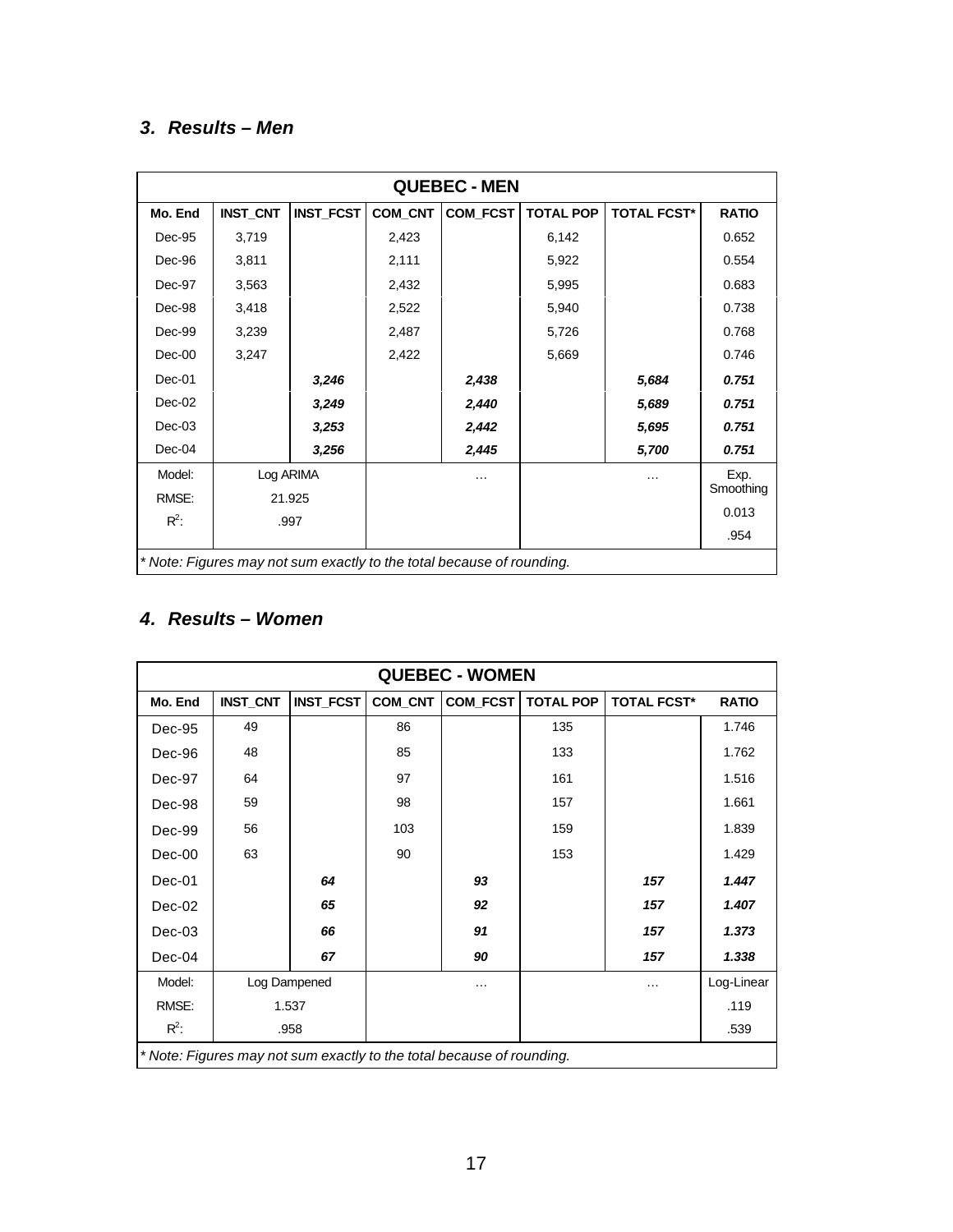### *3. Results – Men*

| QUEBEC - MEN | | | | | | | |
|---|---|---|---|---|---|---|---|
| **Mo. End** | **INST_CNT** | **INST_FCST** | **COM_CNT** | **COM_FCST** | **TOTAL POP** | **TOTAL FCST*** | **RATIO** |
| Dec-95 | 3,719 | | 2,423 | | 6,142 | | 0.652 |
| Dec-96 | 3,811 | | 2,111 | | 5,922 | | 0.554 |
| Dec-97 | 3,563 | | 2,432 | | 5,995 | | 0.683 |
| Dec-98 | 3,418 | | 2,522 | | 5,940 | | 0.738 |
| Dec-99 | 3,239 | | 2,487 | | 5,726 | | 0.768 |
| Dec-00 | 3,247 | | 2,422 | | 5,669 | | 0.746 |
| Dec-01 | | ***3,246*** | | ***2,438*** | | ***5,684*** | ***0.751*** |
| Dec-02 | | ***3,249*** | | ***2,440*** | | ***5,689*** | ***0.751*** |
| Dec-03 | | ***3,253*** | | ***2,442*** | | ***5,695*** | ***0.751*** |
| Dec-04 | | ***3,256*** | | ***2,445*** | | ***5,700*** | ***0.751*** |
| Model: | Log ARIMA | | … | | … | | Exp. Smoothing |
| RMSE: | 21.925 | | | | | | 0.013 |
| $R^2$: | .997 | | | | | | .954 |

*\* Note: Figures may not sum exactly to the total because of rounding.*

### *4. Results – Women*

| QUEBEC - WOMEN | | | | | | | |
|---|---|---|---|---|---|---|---|
| **Mo. End** | **INST_CNT** | **INST_FCST** | **COM_CNT** | **COM_FCST** | **TOTAL POP** | **TOTAL FCST*** | **RATIO** |
| Dec-95 | 49 | | 86 | | 135 | | 1.746 |
| Dec-96 | 48 | | 85 | | 133 | | 1.762 |
| Dec-97 | 64 | | 97 | | 161 | | 1.516 |
| Dec-98 | 59 | | 98 | | 157 | | 1.661 |
| Dec-99 | 56 | | 103 | | 159 | | 1.839 |
| Dec-00 | 63 | | 90 | | 153 | | 1.429 |
| Dec-01 | | ***64*** | | ***93*** | | ***157*** | ***1.447*** |
| Dec-02 | | ***65*** | | ***92*** | | ***157*** | ***1.407*** |
| Dec-03 | | ***66*** | | ***91*** | | ***157*** | ***1.373*** |
| Dec-04 | | ***67*** | | ***90*** | | ***157*** | ***1.338*** |
| Model: | Log Dampened | | … | | … | | Log-Linear |
| RMSE: | 1.537 | | | | | | .119 |
| $R^2$: | .958 | | | | | | .539 |

*\* Note: Figures may not sum exactly to the total because of rounding.*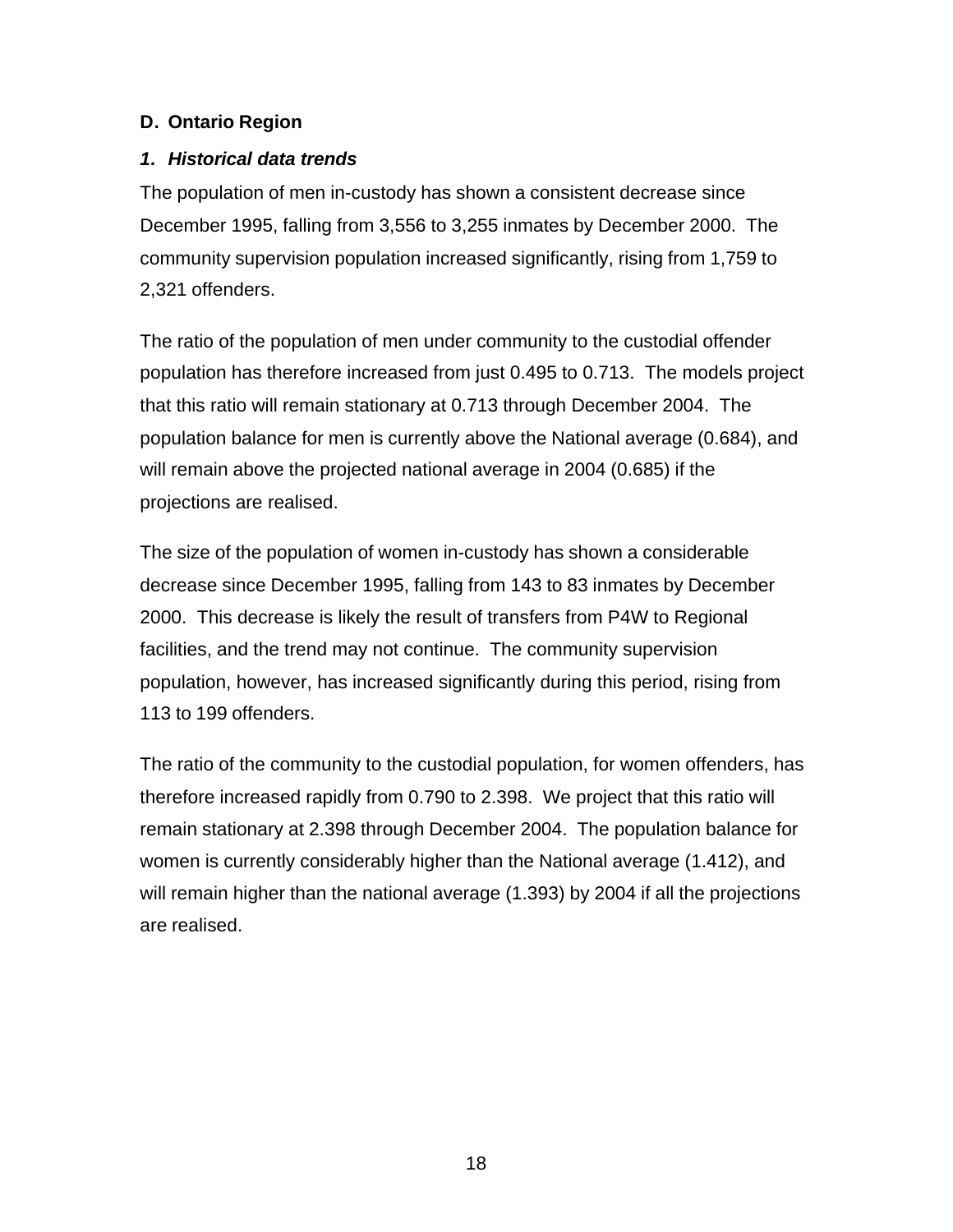## D. Ontario Region

### *1. Historical data trends*

The population of men in-custody has shown a consistent decrease since December 1995, falling from 3,556 to 3,255 inmates by December 2000. The community supervision population increased significantly, rising from 1,759 to 2,321 offenders.

The ratio of the population of men under community to the custodial offender population has therefore increased from just 0.495 to 0.713. The models project that this ratio will remain stationary at 0.713 through December 2004. The population balance for men is currently above the National average (0.684), and will remain above the projected national average in 2004 (0.685) if the projections are realised.

The size of the population of women in-custody has shown a considerable decrease since December 1995, falling from 143 to 83 inmates by December 2000. This decrease is likely the result of transfers from P4W to Regional facilities, and the trend may not continue. The community supervision population, however, has increased significantly during this period, rising from 113 to 199 offenders.

The ratio of the community to the custodial population, for women offenders, has therefore increased rapidly from 0.790 to 2.398. We project that this ratio will remain stationary at 2.398 through December 2004. The population balance for women is currently considerably higher than the National average (1.412), and will remain higher than the national average (1.393) by 2004 if all the projections are realised.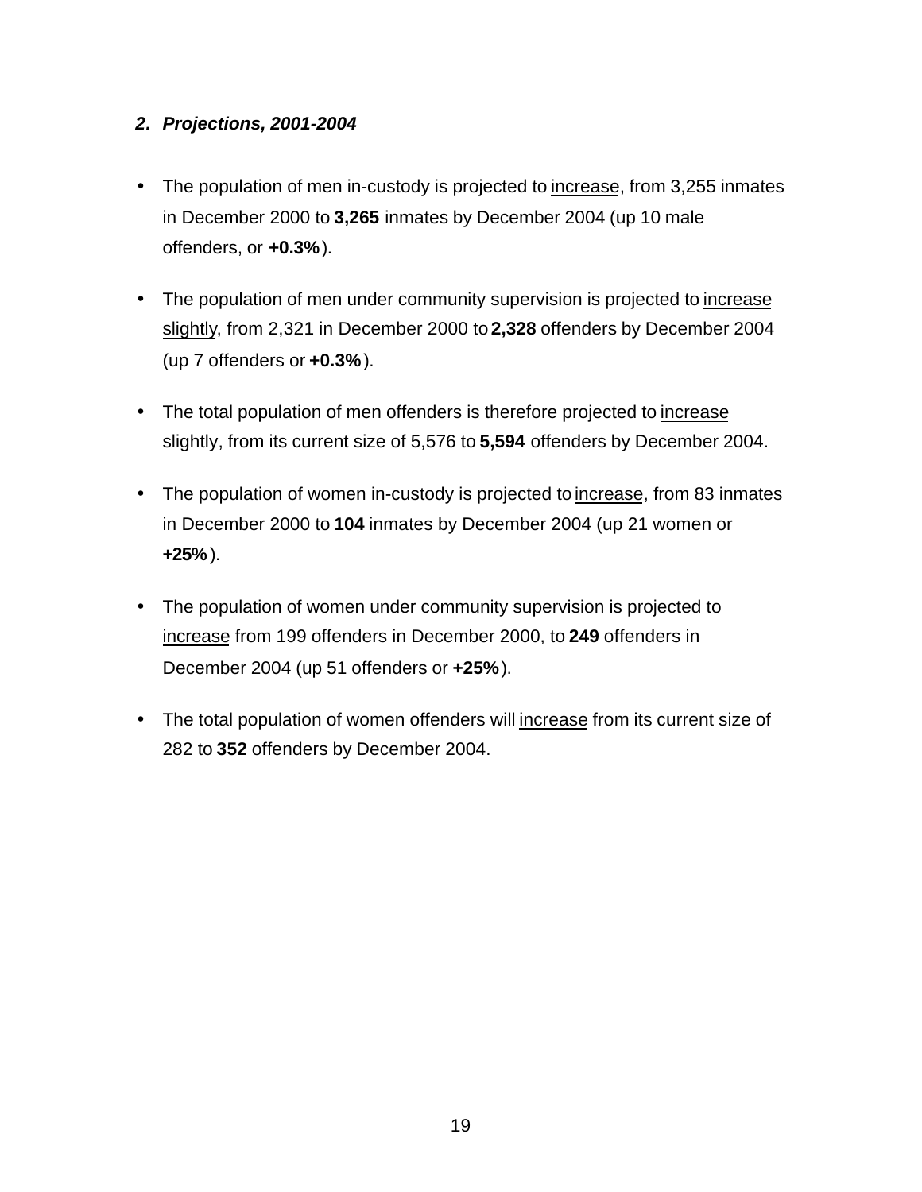### *2. Projections, 2001-2004*

- The population of men in-custody is projected to <u>increase</u>, from 3,255 inmates in December 2000 to **3,265** inmates by December 2004 (up 10 male offenders, or **+0.3%**).

- The population of men under community supervision is projected to <u>increase slightly</u>, from 2,321 in December 2000 to **2,328** offenders by December 2004 (up 7 offenders or **+0.3%**).

- The total population of men offenders is therefore projected to <u>increase</u> slightly, from its current size of 5,576 to **5,594** offenders by December 2004.

- The population of women in-custody is projected to <u>increase</u>, from 83 inmates in December 2000 to **104** inmates by December 2004 (up 21 women or **+25%**).

- The population of women under community supervision is projected to <u>increase</u> from 199 offenders in December 2000, to **249** offenders in December 2004 (up 51 offenders or **+25%**).

- The total population of women offenders will <u>increase</u> from its current size of 282 to **352** offenders by December 2004.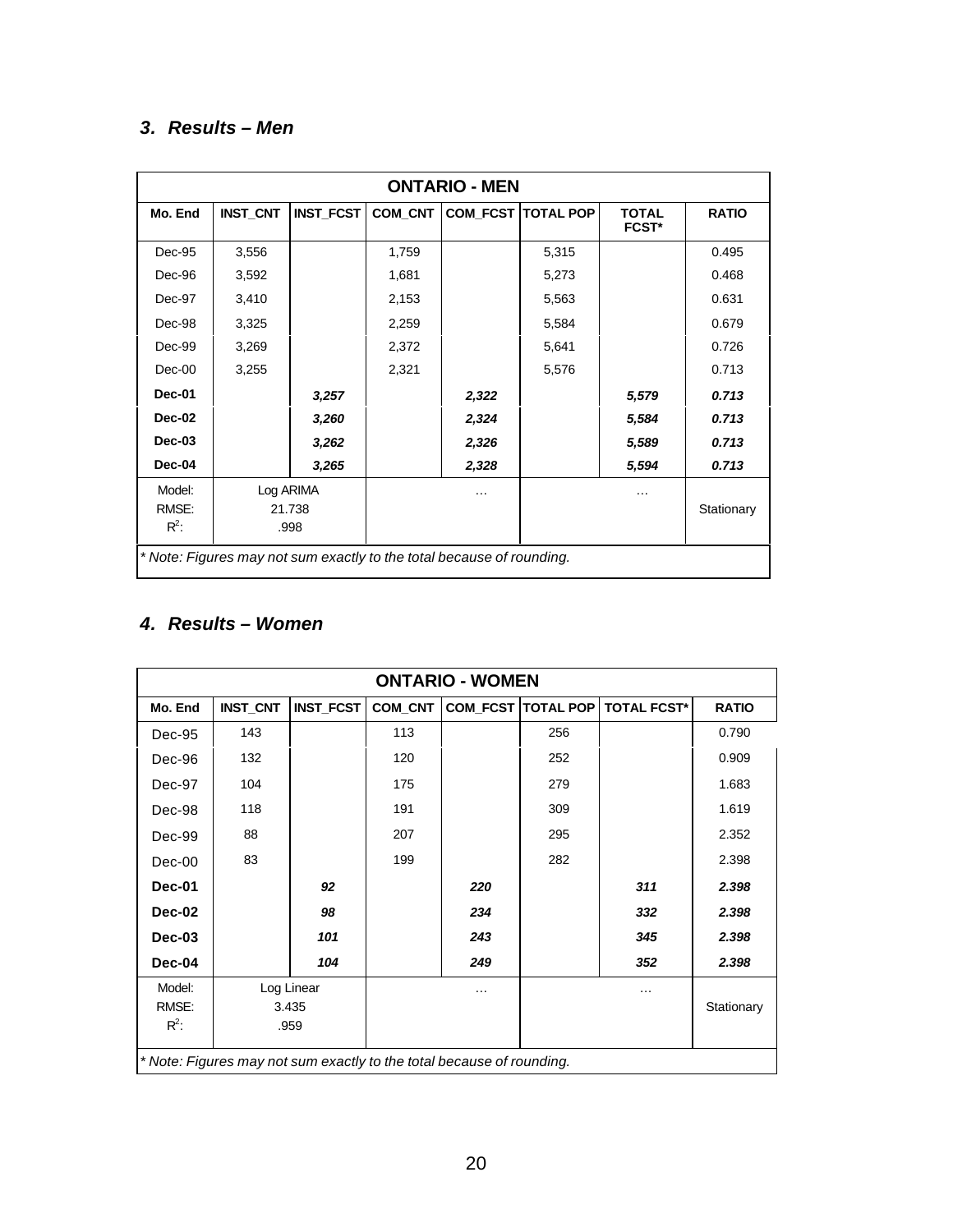### *3. Results – Men*

| ONTARIO - MEN | | | | | | | |
|---|---|---|---|---|---|---|---|
| **Mo. End** | **INST_CNT** | **INST_FCST** | **COM_CNT** | **COM_FCST** | **TOTAL POP** | **TOTAL FCST*** | **RATIO** |
| Dec-95 | 3,556 | | 1,759 | | 5,315 | | 0.495 |
| Dec-96 | 3,592 | | 1,681 | | 5,273 | | 0.468 |
| Dec-97 | 3,410 | | 2,153 | | 5,563 | | 0.631 |
| Dec-98 | 3,325 | | 2,259 | | 5,584 | | 0.679 |
| Dec-99 | 3,269 | | 2,372 | | 5,641 | | 0.726 |
| Dec-00 | 3,255 | | 2,321 | | 5,576 | | 0.713 |
| **Dec-01** | | ***3,257*** | | ***2,322*** | | ***5,579*** | ***0.713*** |
| **Dec-02** | | ***3,260*** | | ***2,324*** | | ***5,584*** | ***0.713*** |
| **Dec-03** | | ***3,262*** | | ***2,326*** | | ***5,589*** | ***0.713*** |
| **Dec-04** | | ***3,265*** | | ***2,328*** | | ***5,594*** | ***0.713*** |
| Model:<br>RMSE:<br>$R^2$: | Log ARIMA<br>21.738<br>.998 | | … | | … | | Stationary |

*\* Note: Figures may not sum exactly to the total because of rounding.*

### *4. Results – Women*

| ONTARIO - WOMEN | | | | | | | |
|---|---|---|---|---|---|---|---|
| **Mo. End** | **INST_CNT** | **INST_FCST** | **COM_CNT** | **COM_FCST** | **TOTAL POP** | **TOTAL FCST*** | **RATIO** |
| Dec-95 | 143 | | 113 | | 256 | | 0.790 |
| Dec-96 | 132 | | 120 | | 252 | | 0.909 |
| Dec-97 | 104 | | 175 | | 279 | | 1.683 |
| Dec-98 | 118 | | 191 | | 309 | | 1.619 |
| Dec-99 | 88 | | 207 | | 295 | | 2.352 |
| Dec-00 | 83 | | 199 | | 282 | | 2.398 |
| **Dec-01** | | ***92*** | | ***220*** | | ***311*** | ***2.398*** |
| **Dec-02** | | ***98*** | | ***234*** | | ***332*** | ***2.398*** |
| **Dec-03** | | ***101*** | | ***243*** | | ***345*** | ***2.398*** |
| **Dec-04** | | ***104*** | | ***249*** | | ***352*** | ***2.398*** |
| Model:<br>RMSE:<br>$R^2$: | Log Linear<br>3.435<br>.959 | | … | | … | | Stationary |

*\* Note: Figures may not sum exactly to the total because of rounding.*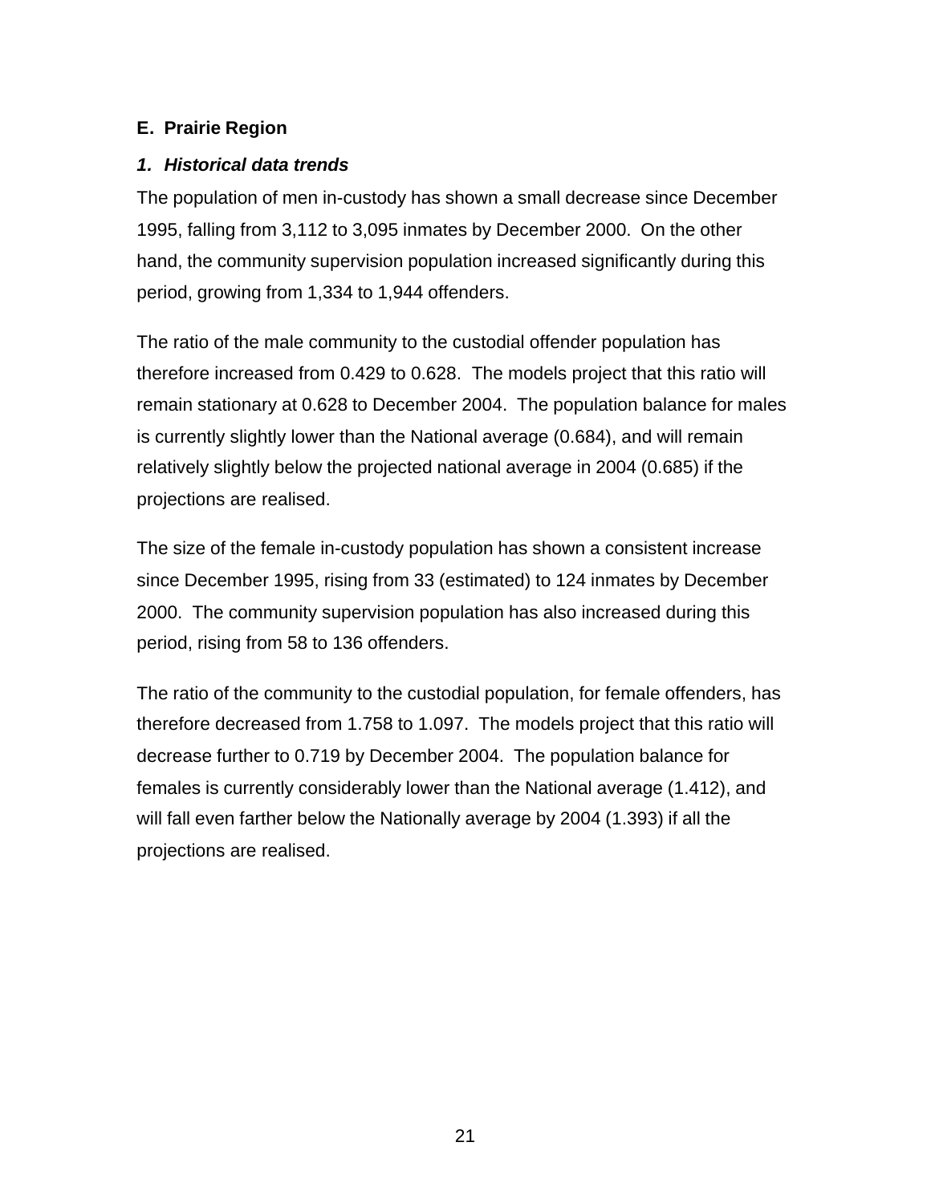### E.  Prairie Region

#### *1.  Historical data trends*

The population of men in-custody has shown a small decrease since December 1995, falling from 3,112 to 3,095 inmates by December 2000.  On the other hand, the community supervision population increased significantly during this period, growing from 1,334 to 1,944 offenders.

The ratio of the male community to the custodial offender population has therefore increased from 0.429 to 0.628.  The models project that this ratio will remain stationary at 0.628 to December 2004.  The population balance for males is currently slightly lower than the National average (0.684), and will remain relatively slightly below the projected national average in 2004 (0.685) if the projections are realised.

The size of the female in-custody population has shown a consistent increase since December 1995, rising from 33 (estimated) to 124 inmates by December 2000.  The community supervision population has also increased during this period, rising from 58 to 136 offenders.

The ratio of the community to the custodial population, for female offenders, has therefore decreased from 1.758 to 1.097.  The models project that this ratio will decrease further to 0.719 by December 2004.  The population balance for females is currently considerably lower than the National average (1.412), and will fall even farther below the Nationally average by 2004 (1.393) if all the projections are realised.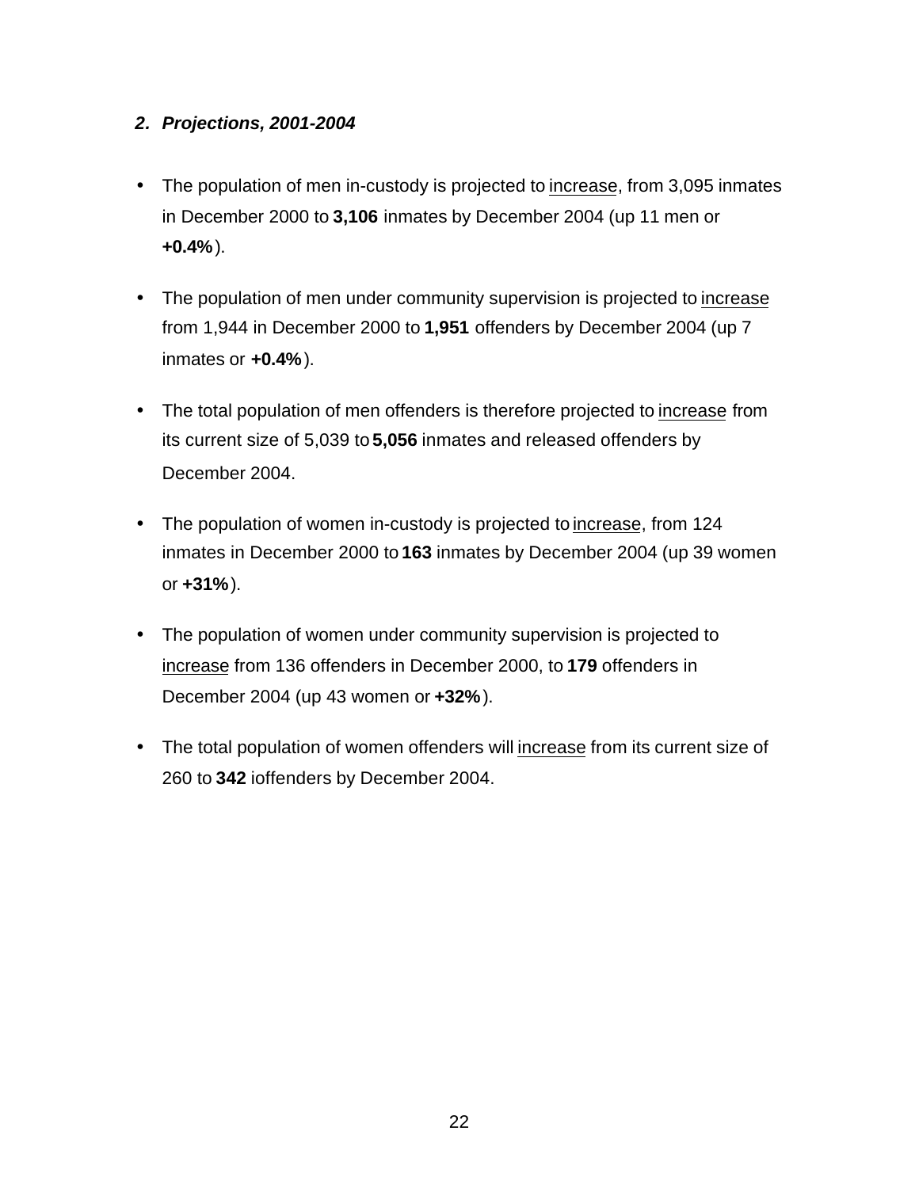### *2. Projections, 2001-2004*

- The population of men in-custody is projected to increase, from 3,095 inmates in December 2000 to **3,106** inmates by December 2004 (up 11 men or **+0.4%**).

- The population of men under community supervision is projected to increase from 1,944 in December 2000 to **1,951** offenders by December 2004 (up 7 inmates or **+0.4%**).

- The total population of men offenders is therefore projected to increase from its current size of 5,039 to **5,056** inmates and released offenders by December 2004.

- The population of women in-custody is projected to increase, from 124 inmates in December 2000 to **163** inmates by December 2004 (up 39 women or **+31%**).

- The population of women under community supervision is projected to increase from 136 offenders in December 2000, to **179** offenders in December 2004 (up 43 women or **+32%**).

- The total population of women offenders will increase from its current size of 260 to **342** ioffenders by December 2004.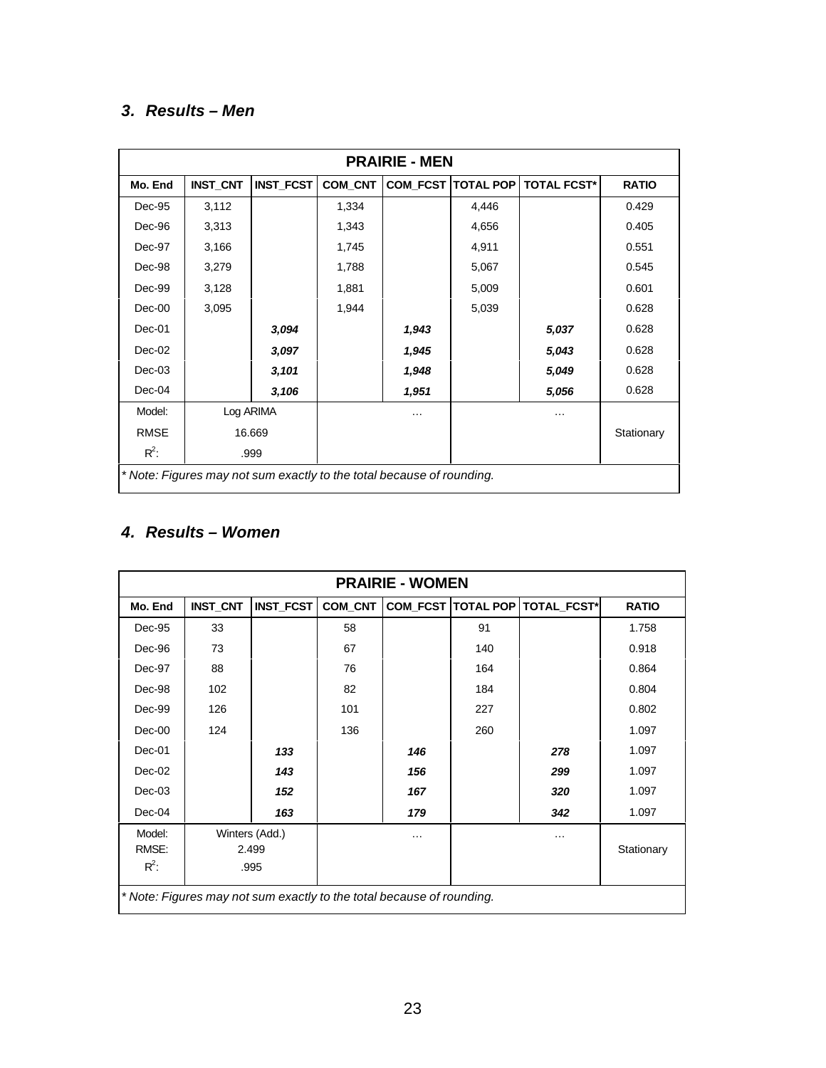### *3. Results – Men*

| PRAIRIE - MEN | | | | | | | |
|---|---|---|---|---|---|---|---|
| Mo. End | INST_CNT | INST_FCST | COM_CNT | COM_FCST | TOTAL POP | TOTAL FCST* | RATIO |
| Dec-95 | 3,112 | | 1,334 | | 4,446 | | 0.429 |
| Dec-96 | 3,313 | | 1,343 | | 4,656 | | 0.405 |
| Dec-97 | 3,166 | | 1,745 | | 4,911 | | 0.551 |
| Dec-98 | 3,279 | | 1,788 | | 5,067 | | 0.545 |
| Dec-99 | 3,128 | | 1,881 | | 5,009 | | 0.601 |
| Dec-00 | 3,095 | | 1,944 | | 5,039 | | 0.628 |
| Dec-01 | | ***3,094*** | | ***1,943*** | | ***5,037*** | 0.628 |
| Dec-02 | | ***3,097*** | | ***1,945*** | | ***5,043*** | 0.628 |
| Dec-03 | | ***3,101*** | | ***1,948*** | | ***5,049*** | 0.628 |
| Dec-04 | | ***3,106*** | | ***1,951*** | | ***5,056*** | 0.628 |
| Model: | Log ARIMA | | … | | … | | |
| RMSE | 16.669 | | | | | | Stationary |
| $R^2$: | .999 | | | | | | |

*\* Note: Figures may not sum exactly to the total because of rounding.*

### *4. Results – Women*

| PRAIRIE - WOMEN | | | | | | | |
|---|---|---|---|---|---|---|---|
| Mo. End | INST_CNT | INST_FCST | COM_CNT | COM_FCST | TOTAL POP | TOTAL_FCST* | RATIO |
| Dec-95 | 33 | | 58 | | 91 | | 1.758 |
| Dec-96 | 73 | | 67 | | 140 | | 0.918 |
| Dec-97 | 88 | | 76 | | 164 | | 0.864 |
| Dec-98 | 102 | | 82 | | 184 | | 0.804 |
| Dec-99 | 126 | | 101 | | 227 | | 0.802 |
| Dec-00 | 124 | | 136 | | 260 | | 1.097 |
| Dec-01 | | ***133*** | | ***146*** | | ***278*** | 1.097 |
| Dec-02 | | ***143*** | | ***156*** | | ***299*** | 1.097 |
| Dec-03 | | ***152*** | | ***167*** | | ***320*** | 1.097 |
| Dec-04 | | ***163*** | | ***179*** | | ***342*** | 1.097 |
| Model:<br>RMSE:<br>$R^2$: | Winters (Add.)<br>2.499<br>.995 | | … | | … | | Stationary |

*\* Note: Figures may not sum exactly to the total because of rounding.*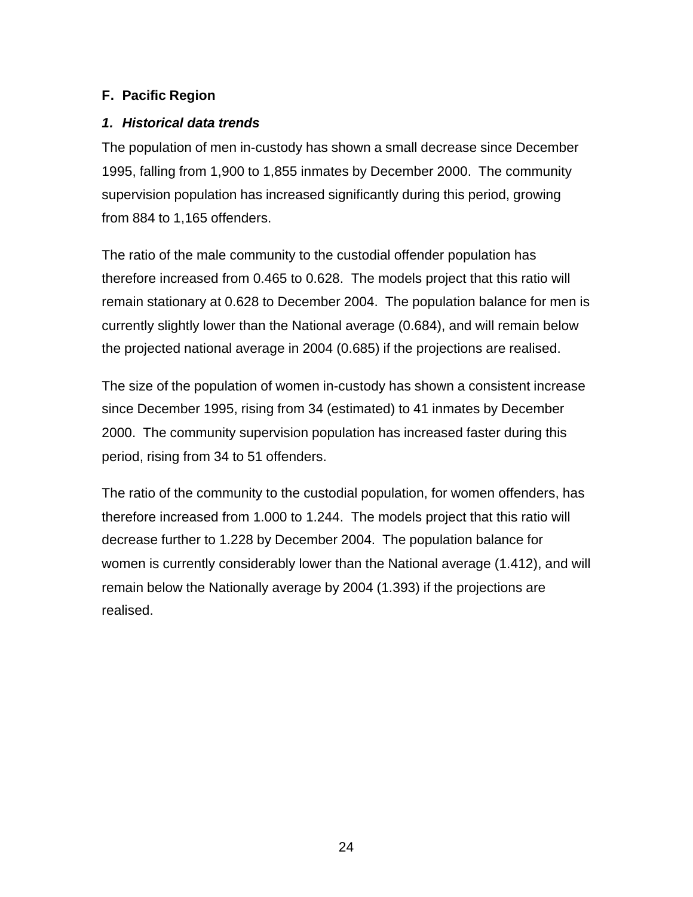### F. Pacific Region

#### *1. Historical data trends*

The population of men in-custody has shown a small decrease since December 1995, falling from 1,900 to 1,855 inmates by December 2000. The community supervision population has increased significantly during this period, growing from 884 to 1,165 offenders.

The ratio of the male community to the custodial offender population has therefore increased from 0.465 to 0.628. The models project that this ratio will remain stationary at 0.628 to December 2004. The population balance for men is currently slightly lower than the National average (0.684), and will remain below the projected national average in 2004 (0.685) if the projections are realised.

The size of the population of women in-custody has shown a consistent increase since December 1995, rising from 34 (estimated) to 41 inmates by December 2000. The community supervision population has increased faster during this period, rising from 34 to 51 offenders.

The ratio of the community to the custodial population, for women offenders, has therefore increased from 1.000 to 1.244. The models project that this ratio will decrease further to 1.228 by December 2004. The population balance for women is currently considerably lower than the National average (1.412), and will remain below the Nationally average by 2004 (1.393) if the projections are realised.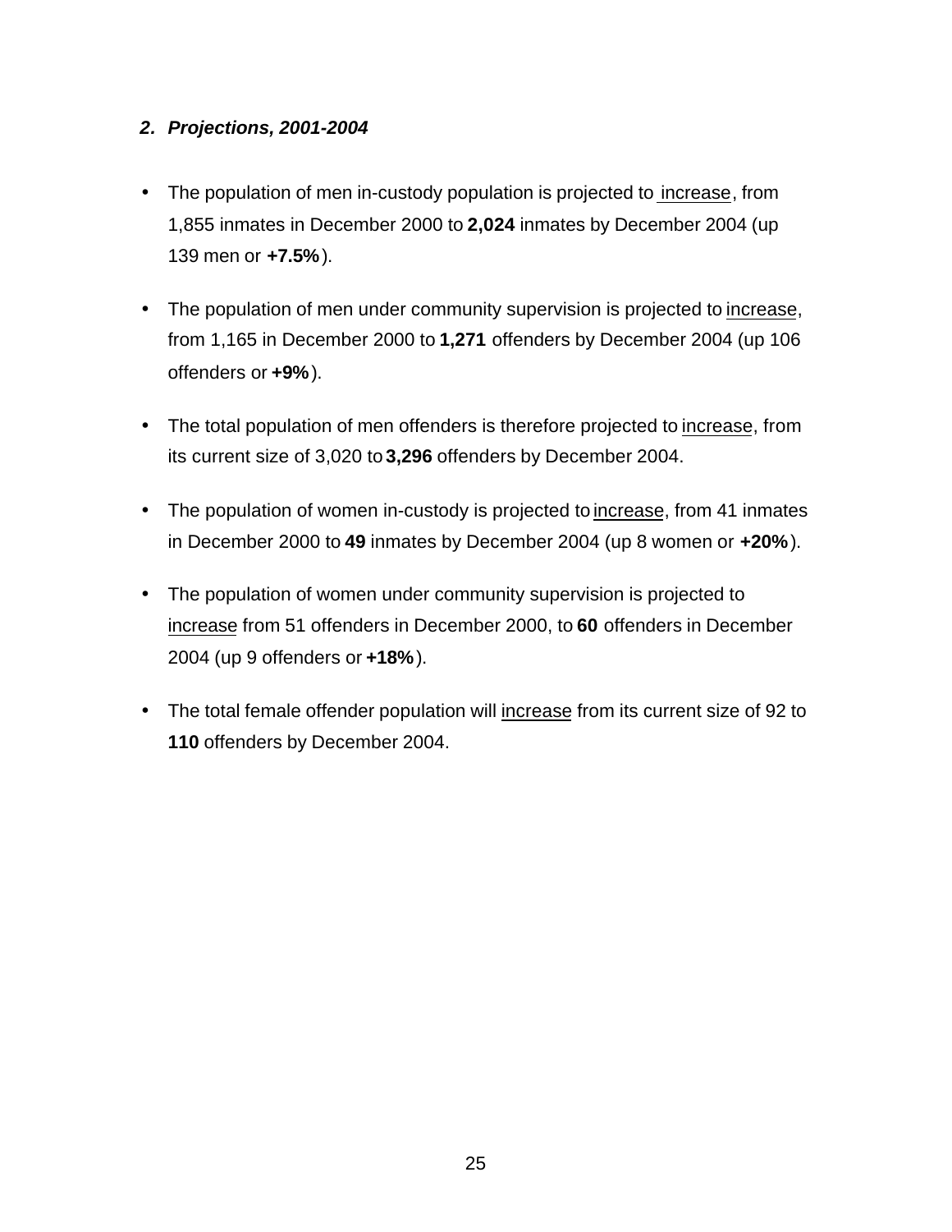### *2. Projections, 2001-2004*

- The population of men in-custody population is projected to increase, from 1,855 inmates in December 2000 to **2,024** inmates by December 2004 (up 139 men or **+7.5%**).

- The population of men under community supervision is projected to increase, from 1,165 in December 2000 to **1,271** offenders by December 2004 (up 106 offenders or **+9%**).

- The total population of men offenders is therefore projected to increase, from its current size of 3,020 to **3,296** offenders by December 2004.

- The population of women in-custody is projected to increase, from 41 inmates in December 2000 to **49** inmates by December 2004 (up 8 women or **+20%**).

- The population of women under community supervision is projected to increase from 51 offenders in December 2000, to **60** offenders in December 2004 (up 9 offenders or **+18%**).

- The total female offender population will increase from its current size of 92 to **110** offenders by December 2004.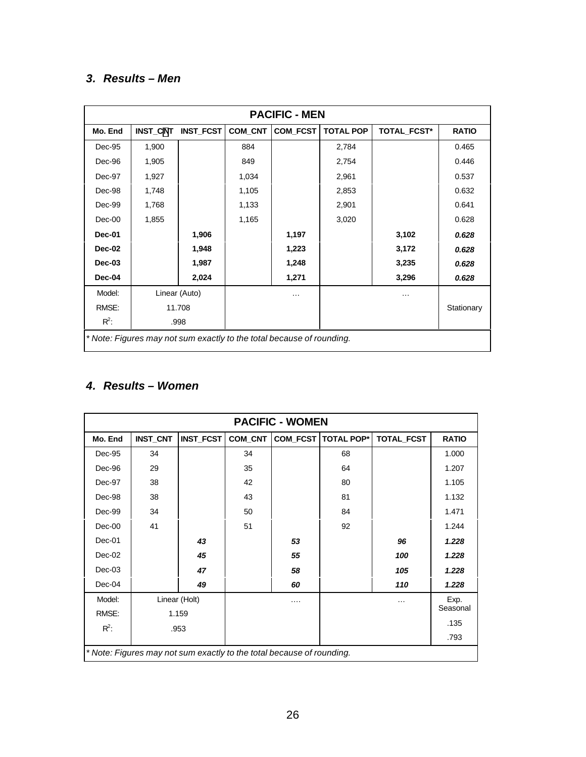### *3. Results – Men*

| PACIFIC - MEN | | | | | | | |
|---|---|---|---|---|---|---|---|
| Mo. End | INST_CNT | INST_FCST | COM_CNT | COM_FCST | TOTAL POP | TOTAL_FCST* | RATIO |
| Dec-95 | 1,900 | | 884 | | 2,784 | | 0.465 |
| Dec-96 | 1,905 | | 849 | | 2,754 | | 0.446 |
| Dec-97 | 1,927 | | 1,034 | | 2,961 | | 0.537 |
| Dec-98 | 1,748 | | 1,105 | | 2,853 | | 0.632 |
| Dec-99 | 1,768 | | 1,133 | | 2,901 | | 0.641 |
| Dec-00 | 1,855 | | 1,165 | | 3,020 | | 0.628 |
| **Dec-01** | | **1,906** | | **1,197** | | **3,102** | ***0.628*** |
| **Dec-02** | | **1,948** | | **1,223** | | **3,172** | ***0.628*** |
| **Dec-03** | | **1,987** | | **1,248** | | **3,235** | ***0.628*** |
| **Dec-04** | | **2,024** | | **1,271** | | **3,296** | ***0.628*** |
| Model: | Linear (Auto) | | | … | | … | |
| RMSE: | 11.708 | | | | | | Stationary |
| $R^2$: | .998 | | | | | | |

*\* Note: Figures may not sum exactly to the total because of rounding.*

### *4. Results – Women*

| PACIFIC - WOMEN | | | | | | | |
|---|---|---|---|---|---|---|---|
| Mo. End | INST_CNT | INST_FCST | COM_CNT | COM_FCST | TOTAL POP* | TOTAL_FCST | RATIO |
| Dec-95 | 34 | | 34 | | 68 | | 1.000 |
| Dec-96 | 29 | | 35 | | 64 | | 1.207 |
| Dec-97 | 38 | | 42 | | 80 | | 1.105 |
| Dec-98 | 38 | | 43 | | 81 | | 1.132 |
| Dec-99 | 34 | | 50 | | 84 | | 1.471 |
| Dec-00 | 41 | | 51 | | 92 | | 1.244 |
| Dec-01 | | ***43*** | | ***53*** | | ***96*** | ***1.228*** |
| Dec-02 | | ***45*** | | ***55*** | | ***100*** | ***1.228*** |
| Dec-03 | | ***47*** | | ***58*** | | ***105*** | ***1.228*** |
| Dec-04 | | ***49*** | | ***60*** | | ***110*** | ***1.228*** |
| Model: | Linear (Holt) | | | …. | | … | Exp. Seasonal |
| RMSE: | 1.159 | | | | | | .135 |
| $R^2$: | .953 | | | | | | .793 |

*\* Note: Figures may not sum exactly to the total because of rounding.*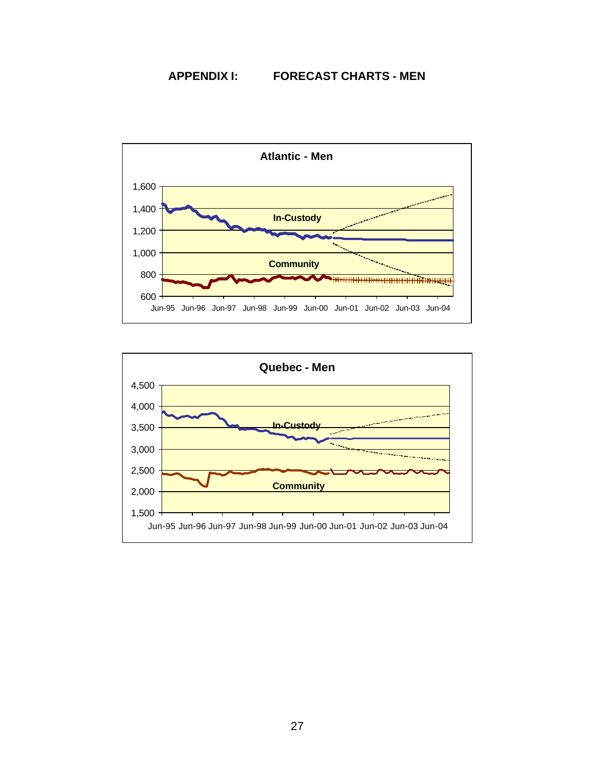# APPENDIX I: FORECAST CHARTS - MEN

**Atlantic - Men**

In-Custody

Community

1,600
1,400
1,200
1,000
800
600

Jun-95 Jun-96 Jun-97 Jun-98 Jun-99 Jun-00 Jun-01 Jun-02 Jun-03 Jun-04

**Quebec - Men**

In-Custody

Community

4,500
4,000
3,500
3,000
2,500
2,000
1,500

Jun-95 Jun-96 Jun-97 Jun-98 Jun-99 Jun-00 Jun-01 Jun-02 Jun-03 Jun-04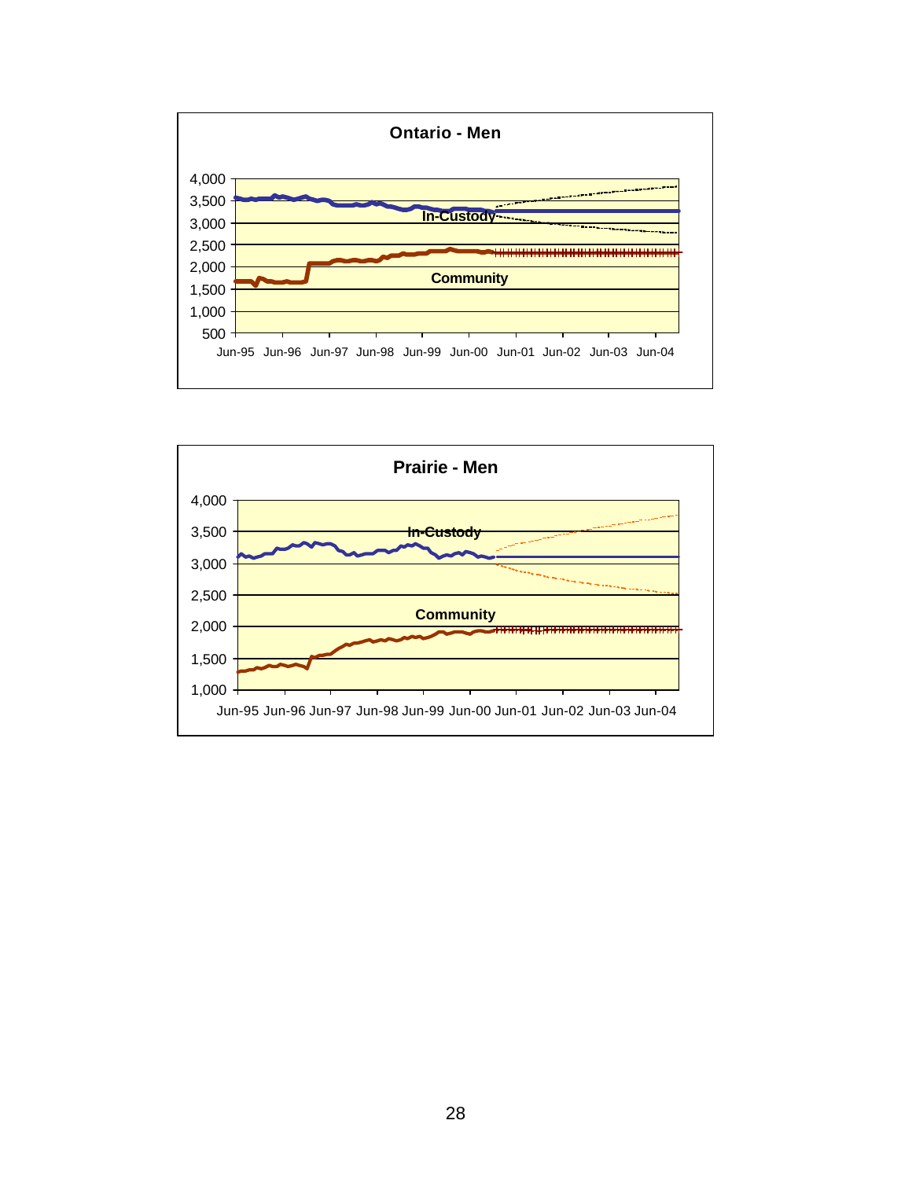**Ontario - Men**

4,000
3,500
3,000
2,500
2,000
1,500
1,000
500

In-Custody

Community

Jun-95 Jun-96 Jun-97 Jun-98 Jun-99 Jun-00 Jun-01 Jun-02 Jun-03 Jun-04

**Prairie - Men**

4,000
3,500
3,000
2,500
2,000
1,500
1,000

In-Custody

Community

Jun-95 Jun-96 Jun-97 Jun-98 Jun-99 Jun-00 Jun-01 Jun-02 Jun-03 Jun-04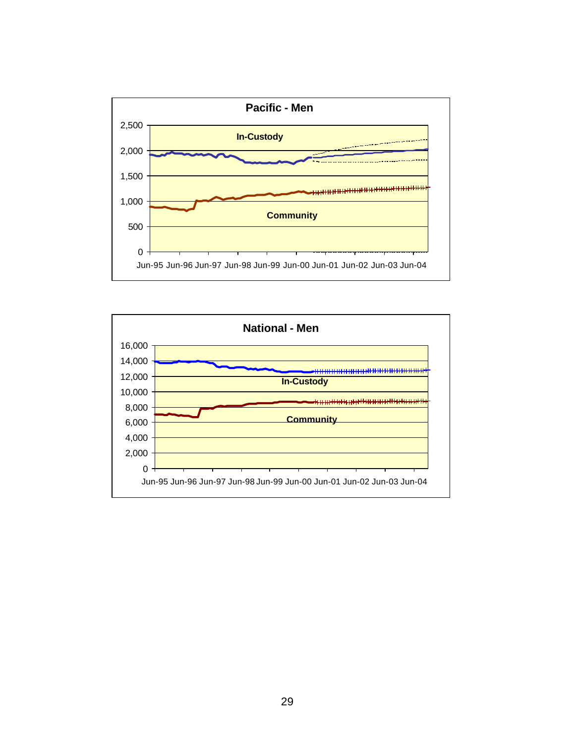**Pacific - Men**

In-Custody

Community

2,500
2,000
1,500
1,000
500
0

Jun-95 Jun-96 Jun-97 Jun-98 Jun-99 Jun-00 Jun-01 Jun-02 Jun-03 Jun-04

**National - Men**

In-Custody

Community

16,000
14,000
12,000
10,000
8,000
6,000
4,000
2,000
0

Jun-95 Jun-96 Jun-97 Jun-98 Jun-99 Jun-00 Jun-01 Jun-02 Jun-03 Jun-04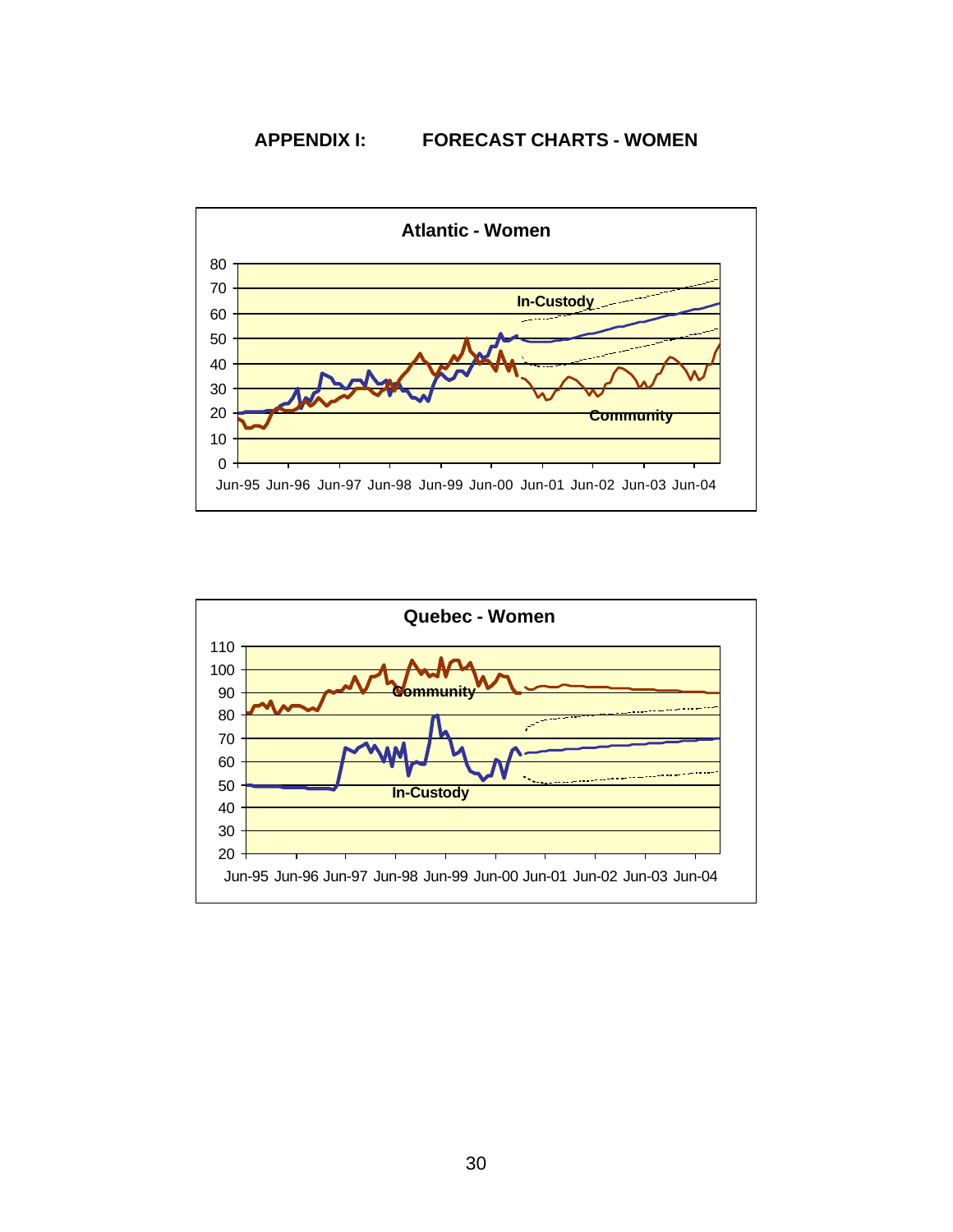# APPENDIX I: FORECAST CHARTS - WOMEN

**Atlantic - Women**

In-Custody

Community

Jun-95 Jun-96 Jun-97 Jun-98 Jun-99 Jun-00 Jun-01 Jun-02 Jun-03 Jun-04

**Quebec - Women**

Community

In-Custody

Jun-95 Jun-96 Jun-97 Jun-98 Jun-99 Jun-00 Jun-01 Jun-02 Jun-03 Jun-04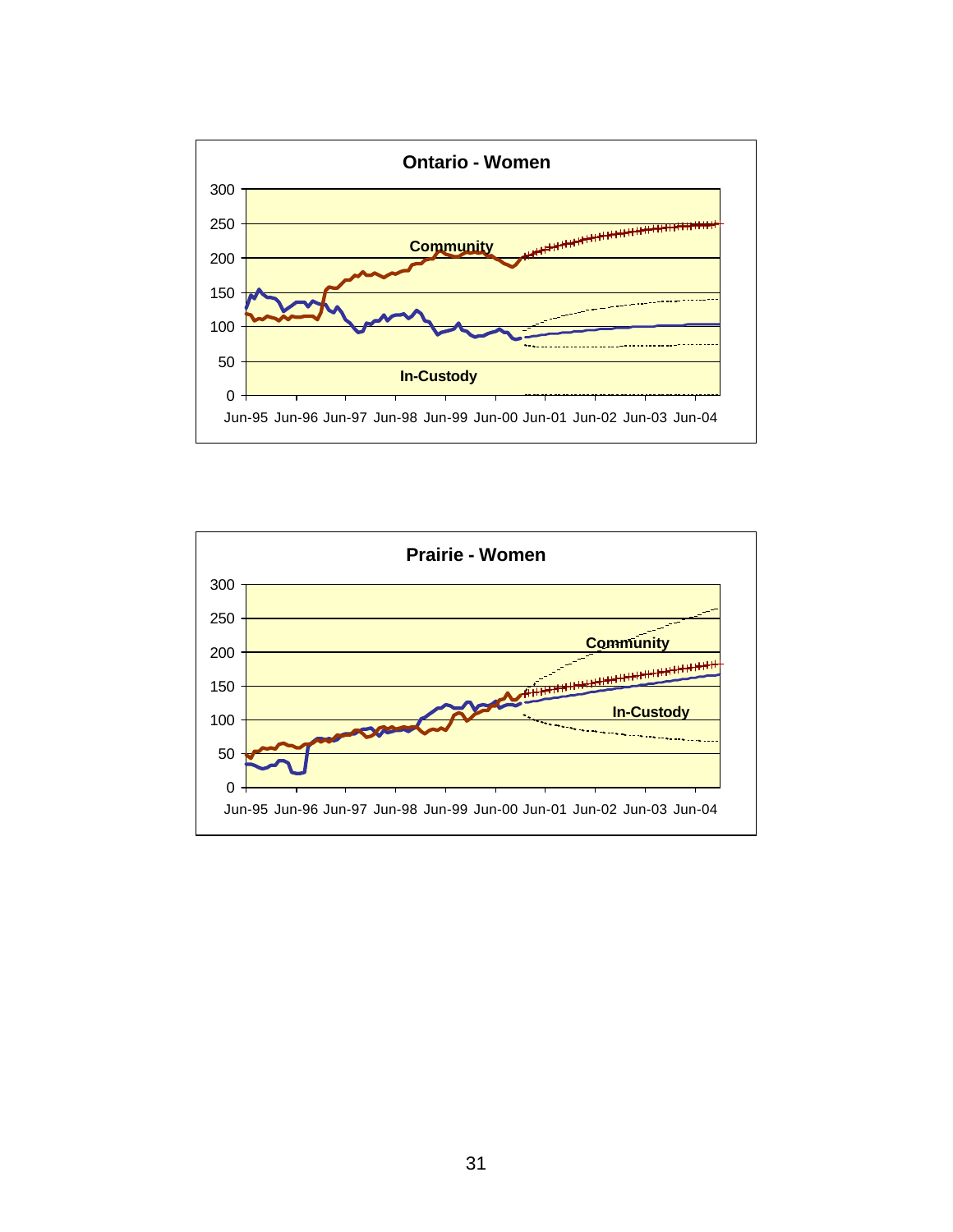**Ontario - Women**

300
250
200
150
100
50
0

Community

In-Custody

Jun-95 Jun-96 Jun-97 Jun-98 Jun-99 Jun-00 Jun-01 Jun-02 Jun-03 Jun-04

**Prairie - Women**

300
250
200
150
100
50
0

Community

In-Custody

Jun-95 Jun-96 Jun-97 Jun-98 Jun-99 Jun-00 Jun-01 Jun-02 Jun-03 Jun-04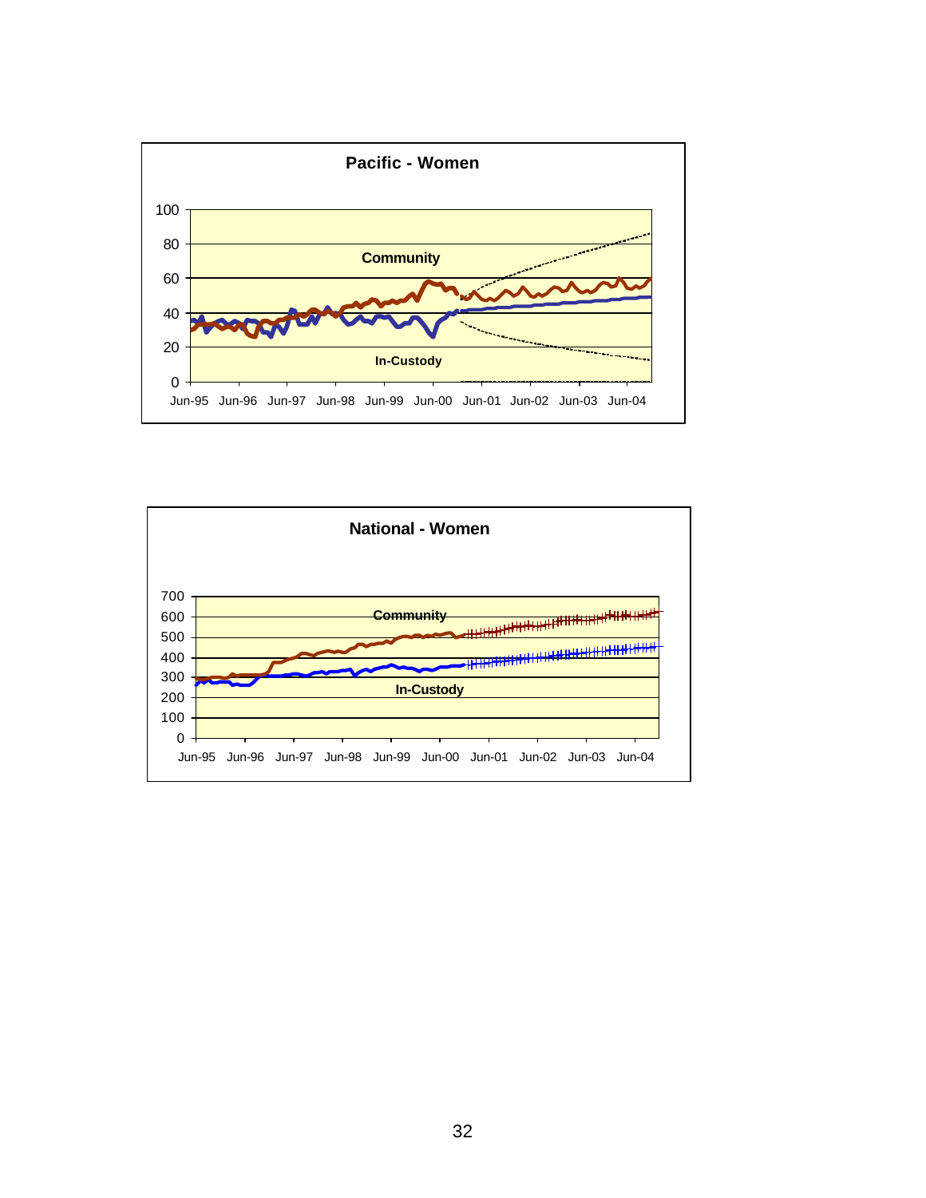Pacific - Women

100
80
60
40
20
0

Community

In-Custody

Jun-95 Jun-96 Jun-97 Jun-98 Jun-99 Jun-00 Jun-01 Jun-02 Jun-03 Jun-04

National - Women

700
600
500
400
300
200
100
0

Community

In-Custody

Jun-95 Jun-96 Jun-97 Jun-98 Jun-99 Jun-00 Jun-01 Jun-02 Jun-03 Jun-04